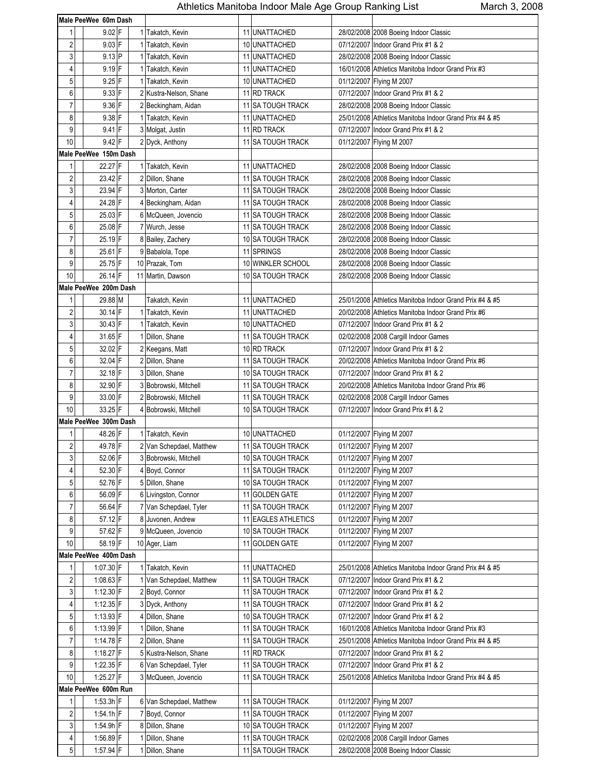# Athletics Manitoba Indoor Male Age Group Ranking List

March 3, 2008

| | | | | | | | | |
|---|---|---|---|---|---|---|---|---|
| **Male PeeWee 60m Dash** | | | | | | | | |
| 1 | 9.02 | F | 1 | Takatch, Kevin | 11 | UNATTACHED | 28/02/2008 | 2008 Boeing Indoor Classic |
| 2 | 9.03 | F | 1 | Takatch, Kevin | 10 | UNATTACHED | 07/12/2007 | Indoor Grand Prix #1 & 2 |
| 3 | 9.13 | P | 1 | Takatch, Kevin | 11 | UNATTACHED | 28/02/2008 | 2008 Boeing Indoor Classic |
| 4 | 9.19 | F | 1 | Takatch, Kevin | 11 | UNATTACHED | 16/01/2008 | Athletics Manitoba Indoor Grand Prix #3 |
| 5 | 9.25 | F | 1 | Takatch, Kevin | 10 | UNATTACHED | 01/12/2007 | Flying M 2007 |
| 6 | 9.33 | F | 2 | Kustra-Nelson, Shane | 11 | RD TRACK | 07/12/2007 | Indoor Grand Prix #1 & 2 |
| 7 | 9.36 | F | 2 | Beckingham, Aidan | 11 | SA TOUGH TRACK | 28/02/2008 | 2008 Boeing Indoor Classic |
| 8 | 9.38 | F | 1 | Takatch, Kevin | 11 | UNATTACHED | 25/01/2008 | Athletics Manitoba Indoor Grand Prix #4 & #5 |
| 9 | 9.41 | F | 3 | Molgat, Justin | 11 | RD TRACK | 07/12/2007 | Indoor Grand Prix #1 & 2 |
| 10 | 9.42 | F | 2 | Dyck, Anthony | 11 | SA TOUGH TRACK | 01/12/2007 | Flying M 2007 |
| **Male PeeWee 150m Dash** | | | | | | | | |
| 1 | 22.27 | F | 1 | Takatch, Kevin | 11 | UNATTACHED | 28/02/2008 | 2008 Boeing Indoor Classic |
| 2 | 23.42 | F | 2 | Dillon, Shane | 11 | SA TOUGH TRACK | 28/02/2008 | 2008 Boeing Indoor Classic |
| 3 | 23.94 | F | 3 | Morton, Carter | 11 | SA TOUGH TRACK | 28/02/2008 | 2008 Boeing Indoor Classic |
| 4 | 24.28 | F | 4 | Beckingham, Aidan | 11 | SA TOUGH TRACK | 28/02/2008 | 2008 Boeing Indoor Classic |
| 5 | 25.03 | F | 6 | McQueen, Jovencio | 11 | SA TOUGH TRACK | 28/02/2008 | 2008 Boeing Indoor Classic |
| 6 | 25.08 | F | 7 | Wurch, Jesse | 11 | SA TOUGH TRACK | 28/02/2008 | 2008 Boeing Indoor Classic |
| 7 | 25.19 | F | 8 | Bailey, Zachery | 10 | SA TOUGH TRACK | 28/02/2008 | 2008 Boeing Indoor Classic |
| 8 | 25.61 | F | 9 | Babalola, Tope | 11 | SPRINGS | 28/02/2008 | 2008 Boeing Indoor Classic |
| 9 | 25.75 | F | 10 | Prazak, Tom | 10 | WINKLER SCHOOL | 28/02/2008 | 2008 Boeing Indoor Classic |
| 10 | 26.14 | F | 11 | Martin, Dawson | 10 | SA TOUGH TRACK | 28/02/2008 | 2008 Boeing Indoor Classic |
| **Male PeeWee 200m Dash** | | | | | | | | |
| 1 | 29.88 | M | | Takatch, Kevin | 11 | UNATTACHED | 25/01/2008 | Athletics Manitoba Indoor Grand Prix #4 & #5 |
| 2 | 30.14 | F | 1 | Takatch, Kevin | 11 | UNATTACHED | 20/02/2008 | Athletics Manitoba Indoor Grand Prix #6 |
| 3 | 30.43 | F | 1 | Takatch, Kevin | 10 | UNATTACHED | 07/12/2007 | Indoor Grand Prix #1 & 2 |
| 4 | 31.65 | F | 1 | Dillon, Shane | 11 | SA TOUGH TRACK | 02/02/2008 | 2008 Cargill Indoor Games |
| 5 | 32.02 | F | 2 | Keegans, Matt | 10 | RD TRACK | 07/12/2007 | Indoor Grand Prix #1 & 2 |
| 6 | 32.04 | F | 2 | Dillon, Shane | 11 | SA TOUGH TRACK | 20/02/2008 | Athletics Manitoba Indoor Grand Prix #6 |
| 7 | 32.18 | F | 3 | Dillon, Shane | 10 | SA TOUGH TRACK | 07/12/2007 | Indoor Grand Prix #1 & 2 |
| 8 | 32.90 | F | 3 | Bobrowski, Mitchell | 11 | SA TOUGH TRACK | 20/02/2008 | Athletics Manitoba Indoor Grand Prix #6 |
| 9 | 33.00 | F | 2 | Bobrowski, Mitchell | 11 | SA TOUGH TRACK | 02/02/2008 | 2008 Cargill Indoor Games |
| 10 | 33.25 | F | 4 | Bobrowski, Mitchell | 10 | SA TOUGH TRACK | 07/12/2007 | Indoor Grand Prix #1 & 2 |
| **Male PeeWee 300m Dash** | | | | | | | | |
| 1 | 48.26 | F | 1 | Takatch, Kevin | 10 | UNATTACHED | 01/12/2007 | Flying M 2007 |
| 2 | 49.78 | F | 2 | Van Schepdael, Matthew | 11 | SA TOUGH TRACK | 01/12/2007 | Flying M 2007 |
| 3 | 52.06 | F | 3 | Bobrowski, Mitchell | 10 | SA TOUGH TRACK | 01/12/2007 | Flying M 2007 |
| 4 | 52.30 | F | 4 | Boyd, Connor | 11 | SA TOUGH TRACK | 01/12/2007 | Flying M 2007 |
| 5 | 52.76 | F | 5 | Dillon, Shane | 10 | SA TOUGH TRACK | 01/12/2007 | Flying M 2007 |
| 6 | 56.09 | F | 6 | Livingston, Connor | 11 | GOLDEN GATE | 01/12/2007 | Flying M 2007 |
| 7 | 56.64 | F | 7 | Van Schepdael, Tyler | 11 | SA TOUGH TRACK | 01/12/2007 | Flying M 2007 |
| 8 | 57.12 | F | 8 | Juvonen, Andrew | 11 | EAGLES ATHLETICS | 01/12/2007 | Flying M 2007 |
| 9 | 57.62 | F | 9 | McQueen, Jovencio | 10 | SA TOUGH TRACK | 01/12/2007 | Flying M 2007 |
| 10 | 58.19 | F | 10 | Ager, Liam | 11 | GOLDEN GATE | 01/12/2007 | Flying M 2007 |
| **Male PeeWee 400m Dash** | | | | | | | | |
| 1 | 1:07.30 | F | 1 | Takatch, Kevin | 11 | UNATTACHED | 25/01/2008 | Athletics Manitoba Indoor Grand Prix #4 & #5 |
| 2 | 1:08.63 | F | 1 | Van Schepdael, Matthew | 11 | SA TOUGH TRACK | 07/12/2007 | Indoor Grand Prix #1 & 2 |
| 3 | 1:12.30 | F | 2 | Boyd, Connor | 11 | SA TOUGH TRACK | 07/12/2007 | Indoor Grand Prix #1 & 2 |
| 4 | 1:12.35 | F | 3 | Dyck, Anthony | 11 | SA TOUGH TRACK | 07/12/2007 | Indoor Grand Prix #1 & 2 |
| 5 | 1:13.93 | F | 4 | Dillon, Shane | 10 | SA TOUGH TRACK | 07/12/2007 | Indoor Grand Prix #1 & 2 |
| 6 | 1:13.99 | F | 1 | Dillon, Shane | 11 | SA TOUGH TRACK | 16/01/2008 | Athletics Manitoba Indoor Grand Prix #3 |
| 7 | 1:14.78 | F | 2 | Dillon, Shane | 11 | SA TOUGH TRACK | 25/01/2008 | Athletics Manitoba Indoor Grand Prix #4 & #5 |
| 8 | 1:18.27 | F | 5 | Kustra-Nelson, Shane | 11 | RD TRACK | 07/12/2007 | Indoor Grand Prix #1 & 2 |
| 9 | 1:22.35 | F | 6 | Van Schepdael, Tyler | 11 | SA TOUGH TRACK | 07/12/2007 | Indoor Grand Prix #1 & 2 |
| 10 | 1:25.27 | F | 3 | McQueen, Jovencio | 11 | SA TOUGH TRACK | 25/01/2008 | Athletics Manitoba Indoor Grand Prix #4 & #5 |
| **Male PeeWee 600m Run** | | | | | | | | |
| 1 | 1:53.3h | F | 6 | Van Schepdael, Matthew | 11 | SA TOUGH TRACK | 01/12/2007 | Flying M 2007 |
| 2 | 1:54.1h | F | 7 | Boyd, Connor | 11 | SA TOUGH TRACK | 01/12/2007 | Flying M 2007 |
| 3 | 1:54.9h | F | 8 | Dillon, Shane | 10 | SA TOUGH TRACK | 01/12/2007 | Flying M 2007 |
| 4 | 1:56.89 | F | 1 | Dillon, Shane | 11 | SA TOUGH TRACK | 02/02/2008 | 2008 Cargill Indoor Games |
| 5 | 1:57.94 | F | 1 | Dillon, Shane | 11 | SA TOUGH TRACK | 28/02/2008 | 2008 Boeing Indoor Classic |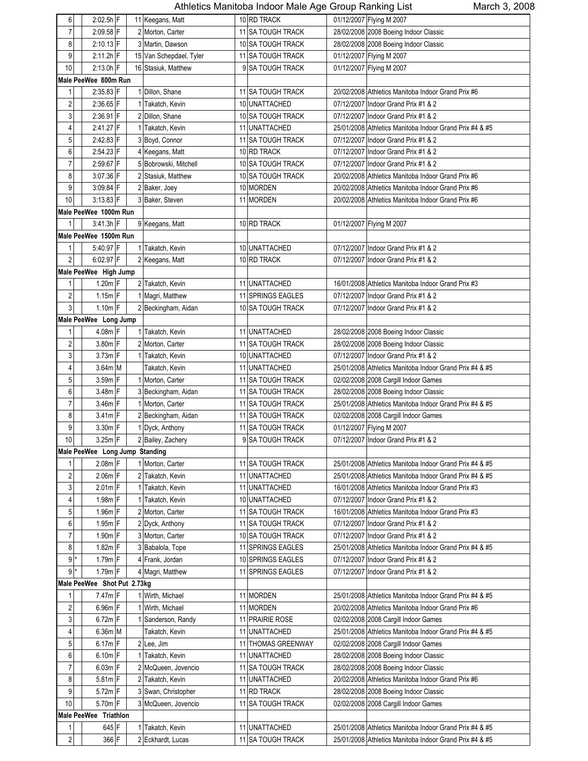# Athletics Manitoba Indoor Male Age Group Ranking List

March 3, 2008

| Rank | | Mark | | Place | Name | Age | Club | Date | Meet |
|---|---|---|---|---|---|---|---|---|---|
| 6 | | 2:02.5h | F | 11 | Keegans, Matt | 10 | RD TRACK | 01/12/2007 | Flying M 2007 |
| 7 | | 2:09.58 | F | 2 | Morton, Carter | 11 | SA TOUGH TRACK | 28/02/2008 | 2008 Boeing Indoor Classic |
| 8 | | 2:10.13 | F | 3 | Martin, Dawson | 10 | SA TOUGH TRACK | 28/02/2008 | 2008 Boeing Indoor Classic |
| 9 | | 2:11.2h | F | 15 | Van Schepdael, Tyler | 11 | SA TOUGH TRACK | 01/12/2007 | Flying M 2007 |
| 10 | | 2:13.0h | F | 16 | Stasiuk, Matthew | 9 | SA TOUGH TRACK | 01/12/2007 | Flying M 2007 |
| **Male PeeWee 800m Run** | | | | | | | | | |
| 1 | | 2:35.83 | F | 1 | Dillon, Shane | 11 | SA TOUGH TRACK | 20/02/2008 | Athletics Manitoba Indoor Grand Prix #6 |
| 2 | | 2:36.65 | F | 1 | Takatch, Kevin | 10 | UNATTACHED | 07/12/2007 | Indoor Grand Prix #1 & 2 |
| 3 | | 2:36.91 | F | 2 | Dillon, Shane | 10 | SA TOUGH TRACK | 07/12/2007 | Indoor Grand Prix #1 & 2 |
| 4 | | 2:41.27 | F | 1 | Takatch, Kevin | 11 | UNATTACHED | 25/01/2008 | Athletics Manitoba Indoor Grand Prix #4 & #5 |
| 5 | | 2:42.83 | F | 3 | Boyd, Connor | 11 | SA TOUGH TRACK | 07/12/2007 | Indoor Grand Prix #1 & 2 |
| 6 | | 2:54.23 | F | 4 | Keegans, Matt | 10 | RD TRACK | 07/12/2007 | Indoor Grand Prix #1 & 2 |
| 7 | | 2:59.67 | F | 5 | Bobrowski, Mitchell | 10 | SA TOUGH TRACK | 07/12/2007 | Indoor Grand Prix #1 & 2 |
| 8 | | 3:07.36 | F | 2 | Stasiuk, Matthew | 10 | SA TOUGH TRACK | 20/02/2008 | Athletics Manitoba Indoor Grand Prix #6 |
| 9 | | 3:09.84 | F | 2 | Baker, Joey | 10 | MORDEN | 20/02/2008 | Athletics Manitoba Indoor Grand Prix #6 |
| 10 | | 3:13.83 | F | 3 | Baker, Steven | 11 | MORDEN | 20/02/2008 | Athletics Manitoba Indoor Grand Prix #6 |
| **Male PeeWee 1000m Run** | | | | | | | | | |
| 1 | | 3:41.3h | F | 9 | Keegans, Matt | 10 | RD TRACK | 01/12/2007 | Flying M 2007 |
| **Male PeeWee 1500m Run** | | | | | | | | | |
| 1 | | 5:40.97 | F | 1 | Takatch, Kevin | 10 | UNATTACHED | 07/12/2007 | Indoor Grand Prix #1 & 2 |
| 2 | | 6:02.97 | F | 2 | Keegans, Matt | 10 | RD TRACK | 07/12/2007 | Indoor Grand Prix #1 & 2 |
| **Male PeeWee High Jump** | | | | | | | | | |
| 1 | | 1.20m | F | 2 | Takatch, Kevin | 11 | UNATTACHED | 16/01/2008 | Athletics Manitoba Indoor Grand Prix #3 |
| 2 | | 1.15m | F | 1 | Magri, Matthew | 11 | SPRINGS EAGLES | 07/12/2007 | Indoor Grand Prix #1 & 2 |
| 3 | | 1.10m | F | 2 | Beckingham, Aidan | 10 | SA TOUGH TRACK | 07/12/2007 | Indoor Grand Prix #1 & 2 |
| **Male PeeWee Long Jump** | | | | | | | | | |
| 1 | | 4.08m | F | 1 | Takatch, Kevin | 11 | UNATTACHED | 28/02/2008 | 2008 Boeing Indoor Classic |
| 2 | | 3.80m | F | 2 | Morton, Carter | 11 | SA TOUGH TRACK | 28/02/2008 | 2008 Boeing Indoor Classic |
| 3 | | 3.73m | F | 1 | Takatch, Kevin | 10 | UNATTACHED | 07/12/2007 | Indoor Grand Prix #1 & 2 |
| 4 | | 3.64m | M | | Takatch, Kevin | 11 | UNATTACHED | 25/01/2008 | Athletics Manitoba Indoor Grand Prix #4 & #5 |
| 5 | | 3.59m | F | 1 | Morton, Carter | 11 | SA TOUGH TRACK | 02/02/2008 | 2008 Cargill Indoor Games |
| 6 | | 3.48m | F | 3 | Beckingham, Aidan | 11 | SA TOUGH TRACK | 28/02/2008 | 2008 Boeing Indoor Classic |
| 7 | | 3.46m | F | 1 | Morton, Carter | 11 | SA TOUGH TRACK | 25/01/2008 | Athletics Manitoba Indoor Grand Prix #4 & #5 |
| 8 | | 3.41m | F | 2 | Beckingham, Aidan | 11 | SA TOUGH TRACK | 02/02/2008 | 2008 Cargill Indoor Games |
| 9 | | 3.30m | F | 1 | Dyck, Anthony | 11 | SA TOUGH TRACK | 01/12/2007 | Flying M 2007 |
| 10 | | 3.25m | F | 2 | Bailey, Zachery | 9 | SA TOUGH TRACK | 07/12/2007 | Indoor Grand Prix #1 & 2 |
| **Male PeeWee Long Jump Standing** | | | | | | | | | |
| 1 | | 2.08m | F | 1 | Morton, Carter | 11 | SA TOUGH TRACK | 25/01/2008 | Athletics Manitoba Indoor Grand Prix #4 & #5 |
| 2 | | 2.06m | F | 2 | Takatch, Kevin | 11 | UNATTACHED | 25/01/2008 | Athletics Manitoba Indoor Grand Prix #4 & #5 |
| 3 | | 2.01m | F | 1 | Takatch, Kevin | 11 | UNATTACHED | 16/01/2008 | Athletics Manitoba Indoor Grand Prix #3 |
| 4 | | 1.98m | F | 1 | Takatch, Kevin | 10 | UNATTACHED | 07/12/2007 | Indoor Grand Prix #1 & 2 |
| 5 | | 1.96m | F | 2 | Morton, Carter | 11 | SA TOUGH TRACK | 16/01/2008 | Athletics Manitoba Indoor Grand Prix #3 |
| 6 | | 1.95m | F | 2 | Dyck, Anthony | 11 | SA TOUGH TRACK | 07/12/2007 | Indoor Grand Prix #1 & 2 |
| 7 | | 1.90m | F | 3 | Morton, Carter | 10 | SA TOUGH TRACK | 07/12/2007 | Indoor Grand Prix #1 & 2 |
| 8 | | 1.82m | F | 3 | Babalola, Tope | 11 | SPRINGS EAGLES | 25/01/2008 | Athletics Manitoba Indoor Grand Prix #4 & #5 |
| 9 | * | 1.79m | F | 4 | Frank, Jordan | 10 | SPRINGS EAGLES | 07/12/2007 | Indoor Grand Prix #1 & 2 |
| 9 | * | 1.79m | F | 4 | Magri, Matthew | 11 | SPRINGS EAGLES | 07/12/2007 | Indoor Grand Prix #1 & 2 |
| **Male PeeWee Shot Put 2.73kg** | | | | | | | | | |
| 1 | | 7.47m | F | 1 | Wirth, Michael | 11 | MORDEN | 25/01/2008 | Athletics Manitoba Indoor Grand Prix #4 & #5 |
| 2 | | 6.96m | F | 1 | Wirth, Michael | 11 | MORDEN | 20/02/2008 | Athletics Manitoba Indoor Grand Prix #6 |
| 3 | | 6.72m | F | 1 | Sanderson, Randy | 11 | PRAIRIE ROSE | 02/02/2008 | 2008 Cargill Indoor Games |
| 4 | | 6.36m | M | | Takatch, Kevin | 11 | UNATTACHED | 25/01/2008 | Athletics Manitoba Indoor Grand Prix #4 & #5 |
| 5 | | 6.17m | F | 2 | Lee, Jim | 11 | THOMAS GREENWAY | 02/02/2008 | 2008 Cargill Indoor Games |
| 6 | | 6.10m | F | 1 | Takatch, Kevin | 11 | UNATTACHED | 28/02/2008 | 2008 Boeing Indoor Classic |
| 7 | | 6.03m | F | 2 | McQueen, Jovencio | 11 | SA TOUGH TRACK | 28/02/2008 | 2008 Boeing Indoor Classic |
| 8 | | 5.81m | F | 2 | Takatch, Kevin | 11 | UNATTACHED | 20/02/2008 | Athletics Manitoba Indoor Grand Prix #6 |
| 9 | | 5.72m | F | 3 | Swan, Christopher | 11 | RD TRACK | 28/02/2008 | 2008 Boeing Indoor Classic |
| 10 | | 5.70m | F | 3 | McQueen, Jovencio | 11 | SA TOUGH TRACK | 02/02/2008 | 2008 Cargill Indoor Games |
| **Male PeeWee Triathlon** | | | | | | | | | |
| 1 | | 645 | F | 1 | Takatch, Kevin | 11 | UNATTACHED | 25/01/2008 | Athletics Manitoba Indoor Grand Prix #4 & #5 |
| 2 | | 366 | F | 2 | Eckhardt, Lucas | 11 | SA TOUGH TRACK | 25/01/2008 | Athletics Manitoba Indoor Grand Prix #4 & #5 |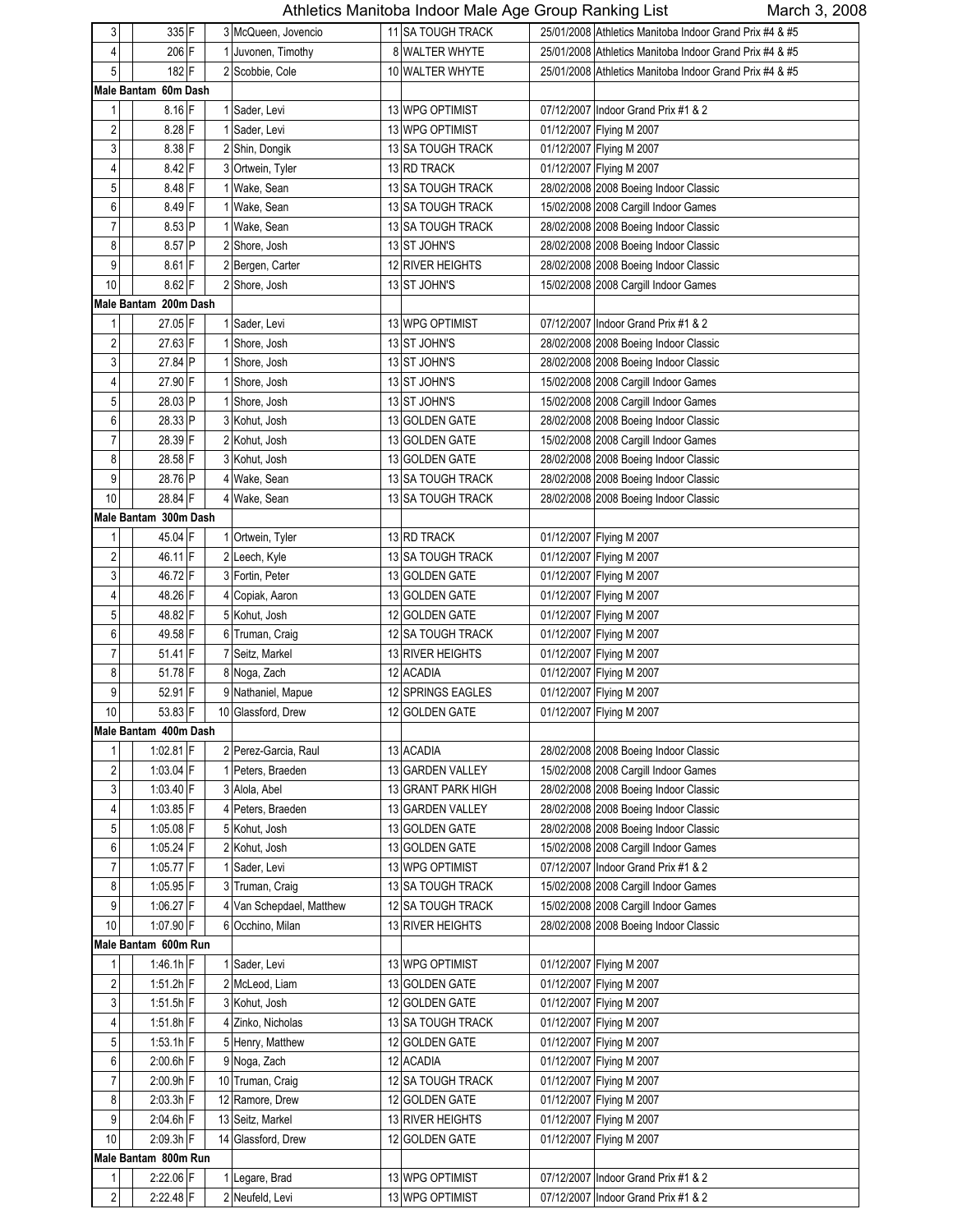# Athletics Manitoba Indoor Male Age Group Ranking List

March 3, 2008

| Rank | Mark | F/P | Place | Name | Age | Club | Date | Meet |
|---|---|---|---|---|---|---|---|---|
| 3 | 335 | F | 3 | McQueen, Jovencio | 11 | SA TOUGH TRACK | 25/01/2008 | Athletics Manitoba Indoor Grand Prix #4 & #5 |
| 4 | 206 | F | 1 | Juvonen, Timothy | 8 | WALTER WHYTE | 25/01/2008 | Athletics Manitoba Indoor Grand Prix #4 & #5 |
| 5 | 182 | F | 2 | Scobbie, Cole | 10 | WALTER WHYTE | 25/01/2008 | Athletics Manitoba Indoor Grand Prix #4 & #5 |
| **Male Bantam 60m Dash** | | | | | | | | |
| 1 | 8.16 | F | 1 | Sader, Levi | 13 | WPG OPTIMIST | 07/12/2007 | Indoor Grand Prix #1 & 2 |
| 2 | 8.28 | F | 1 | Sader, Levi | 13 | WPG OPTIMIST | 01/12/2007 | Flying M 2007 |
| 3 | 8.38 | F | 2 | Shin, Dongik | 13 | SA TOUGH TRACK | 01/12/2007 | Flying M 2007 |
| 4 | 8.42 | F | 3 | Ortwein, Tyler | 13 | RD TRACK | 01/12/2007 | Flying M 2007 |
| 5 | 8.48 | F | 1 | Wake, Sean | 13 | SA TOUGH TRACK | 28/02/2008 | 2008 Boeing Indoor Classic |
| 6 | 8.49 | F | 1 | Wake, Sean | 13 | SA TOUGH TRACK | 15/02/2008 | 2008 Cargill Indoor Games |
| 7 | 8.53 | P | 1 | Wake, Sean | 13 | SA TOUGH TRACK | 28/02/2008 | 2008 Boeing Indoor Classic |
| 8 | 8.57 | P | 2 | Shore, Josh | 13 | ST JOHN'S | 28/02/2008 | 2008 Boeing Indoor Classic |
| 9 | 8.61 | F | 2 | Bergen, Carter | 12 | RIVER HEIGHTS | 28/02/2008 | 2008 Boeing Indoor Classic |
| 10 | 8.62 | F | 2 | Shore, Josh | 13 | ST JOHN'S | 15/02/2008 | 2008 Cargill Indoor Games |
| **Male Bantam 200m Dash** | | | | | | | | |
| 1 | 27.05 | F | 1 | Sader, Levi | 13 | WPG OPTIMIST | 07/12/2007 | Indoor Grand Prix #1 & 2 |
| 2 | 27.63 | F | 1 | Shore, Josh | 13 | ST JOHN'S | 28/02/2008 | 2008 Boeing Indoor Classic |
| 3 | 27.84 | P | 1 | Shore, Josh | 13 | ST JOHN'S | 28/02/2008 | 2008 Boeing Indoor Classic |
| 4 | 27.90 | F | 1 | Shore, Josh | 13 | ST JOHN'S | 15/02/2008 | 2008 Cargill Indoor Games |
| 5 | 28.03 | P | 1 | Shore, Josh | 13 | ST JOHN'S | 15/02/2008 | 2008 Cargill Indoor Games |
| 6 | 28.33 | P | 3 | Kohut, Josh | 13 | GOLDEN GATE | 28/02/2008 | 2008 Boeing Indoor Classic |
| 7 | 28.39 | F | 2 | Kohut, Josh | 13 | GOLDEN GATE | 15/02/2008 | 2008 Cargill Indoor Games |
| 8 | 28.58 | F | 3 | Kohut, Josh | 13 | GOLDEN GATE | 28/02/2008 | 2008 Boeing Indoor Classic |
| 9 | 28.76 | P | 4 | Wake, Sean | 13 | SA TOUGH TRACK | 28/02/2008 | 2008 Boeing Indoor Classic |
| 10 | 28.84 | F | 4 | Wake, Sean | 13 | SA TOUGH TRACK | 28/02/2008 | 2008 Boeing Indoor Classic |
| **Male Bantam 300m Dash** | | | | | | | | |
| 1 | 45.04 | F | 1 | Ortwein, Tyler | 13 | RD TRACK | 01/12/2007 | Flying M 2007 |
| 2 | 46.11 | F | 2 | Leech, Kyle | 13 | SA TOUGH TRACK | 01/12/2007 | Flying M 2007 |
| 3 | 46.72 | F | 3 | Fortin, Peter | 13 | GOLDEN GATE | 01/12/2007 | Flying M 2007 |
| 4 | 48.26 | F | 4 | Copiak, Aaron | 13 | GOLDEN GATE | 01/12/2007 | Flying M 2007 |
| 5 | 48.82 | F | 5 | Kohut, Josh | 12 | GOLDEN GATE | 01/12/2007 | Flying M 2007 |
| 6 | 49.58 | F | 6 | Truman, Craig | 12 | SA TOUGH TRACK | 01/12/2007 | Flying M 2007 |
| 7 | 51.41 | F | 7 | Seitz, Markel | 13 | RIVER HEIGHTS | 01/12/2007 | Flying M 2007 |
| 8 | 51.78 | F | 8 | Noga, Zach | 12 | ACADIA | 01/12/2007 | Flying M 2007 |
| 9 | 52.91 | F | 9 | Nathaniel, Mapue | 12 | SPRINGS EAGLES | 01/12/2007 | Flying M 2007 |
| 10 | 53.83 | F | 10 | Glassford, Drew | 12 | GOLDEN GATE | 01/12/2007 | Flying M 2007 |
| **Male Bantam 400m Dash** | | | | | | | | |
| 1 | 1:02.81 | F | 2 | Perez-Garcia, Raul | 13 | ACADIA | 28/02/2008 | 2008 Boeing Indoor Classic |
| 2 | 1:03.04 | F | 1 | Peters, Braeden | 13 | GARDEN VALLEY | 15/02/2008 | 2008 Cargill Indoor Games |
| 3 | 1:03.40 | F | 3 | Alola, Abel | 13 | GRANT PARK HIGH | 28/02/2008 | 2008 Boeing Indoor Classic |
| 4 | 1:03.85 | F | 4 | Peters, Braeden | 13 | GARDEN VALLEY | 28/02/2008 | 2008 Boeing Indoor Classic |
| 5 | 1:05.08 | F | 5 | Kohut, Josh | 13 | GOLDEN GATE | 28/02/2008 | 2008 Boeing Indoor Classic |
| 6 | 1:05.24 | F | 2 | Kohut, Josh | 13 | GOLDEN GATE | 15/02/2008 | 2008 Cargill Indoor Games |
| 7 | 1:05.77 | F | 1 | Sader, Levi | 13 | WPG OPTIMIST | 07/12/2007 | Indoor Grand Prix #1 & 2 |
| 8 | 1:05.95 | F | 3 | Truman, Craig | 13 | SA TOUGH TRACK | 15/02/2008 | 2008 Cargill Indoor Games |
| 9 | 1:06.27 | F | 4 | Van Schepdael, Matthew | 12 | SA TOUGH TRACK | 15/02/2008 | 2008 Cargill Indoor Games |
| 10 | 1:07.90 | F | 6 | Occhino, Milan | 13 | RIVER HEIGHTS | 28/02/2008 | 2008 Boeing Indoor Classic |
| **Male Bantam 600m Run** | | | | | | | | |
| 1 | 1:46.1h | F | 1 | Sader, Levi | 13 | WPG OPTIMIST | 01/12/2007 | Flying M 2007 |
| 2 | 1:51.2h | F | 2 | McLeod, Liam | 13 | GOLDEN GATE | 01/12/2007 | Flying M 2007 |
| 3 | 1:51.5h | F | 3 | Kohut, Josh | 12 | GOLDEN GATE | 01/12/2007 | Flying M 2007 |
| 4 | 1:51.8h | F | 4 | Zinko, Nicholas | 13 | SA TOUGH TRACK | 01/12/2007 | Flying M 2007 |
| 5 | 1:53.1h | F | 5 | Henry, Matthew | 12 | GOLDEN GATE | 01/12/2007 | Flying M 2007 |
| 6 | 2:00.6h | F | 9 | Noga, Zach | 12 | ACADIA | 01/12/2007 | Flying M 2007 |
| 7 | 2:00.9h | F | 10 | Truman, Craig | 12 | SA TOUGH TRACK | 01/12/2007 | Flying M 2007 |
| 8 | 2:03.3h | F | 12 | Ramore, Drew | 12 | GOLDEN GATE | 01/12/2007 | Flying M 2007 |
| 9 | 2:04.6h | F | 13 | Seitz, Markel | 13 | RIVER HEIGHTS | 01/12/2007 | Flying M 2007 |
| 10 | 2:09.3h | F | 14 | Glassford, Drew | 12 | GOLDEN GATE | 01/12/2007 | Flying M 2007 |
| **Male Bantam 800m Run** | | | | | | | | |
| 1 | 2:22.06 | F | 1 | Legare, Brad | 13 | WPG OPTIMIST | 07/12/2007 | Indoor Grand Prix #1 & 2 |
| 2 | 2:22.48 | F | 2 | Neufeld, Levi | 13 | WPG OPTIMIST | 07/12/2007 | Indoor Grand Prix #1 & 2 |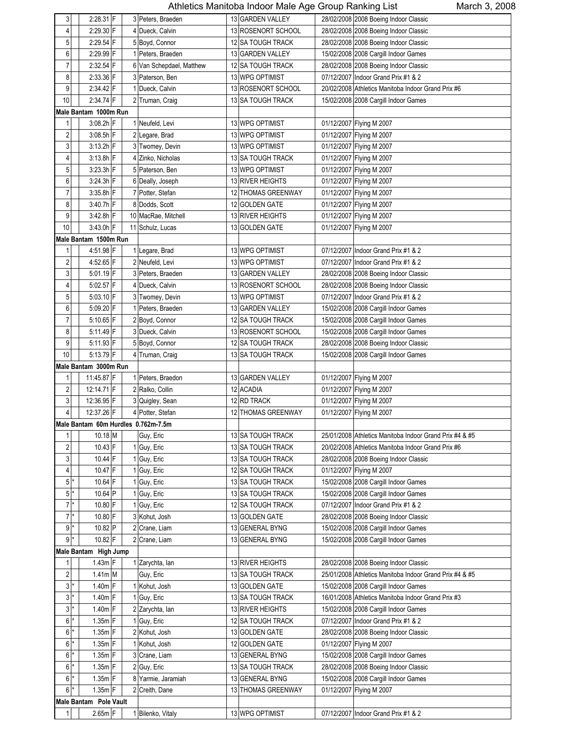# Athletics Manitoba Indoor Male Age Group Ranking List

March 3, 2008

| Rank | | Mark | | Place | Name | Age | Club | Date | Meet |
|---|---|---|---|---|---|---|---|---|---|
| 3 | | 2:28.31 | F | 3 | Peters, Braeden | 13 | GARDEN VALLEY | 28/02/2008 | 2008 Boeing Indoor Classic |
| 4 | | 2:29.30 | F | 4 | Dueck, Calvin | 13 | ROSENORT SCHOOL | 28/02/2008 | 2008 Boeing Indoor Classic |
| 5 | | 2:29.54 | F | 5 | Boyd, Connor | 12 | SA TOUGH TRACK | 28/02/2008 | 2008 Boeing Indoor Classic |
| 6 | | 2:29.99 | F | 1 | Peters, Braeden | 13 | GARDEN VALLEY | 15/02/2008 | 2008 Cargill Indoor Games |
| 7 | | 2:32.54 | F | 6 | Van Schepdael, Matthew | 12 | SA TOUGH TRACK | 28/02/2008 | 2008 Boeing Indoor Classic |
| 8 | | 2:33.36 | F | 3 | Paterson, Ben | 13 | WPG OPTIMIST | 07/12/2007 | Indoor Grand Prix #1 & 2 |
| 9 | | 2:34.42 | F | 1 | Dueck, Calvin | 13 | ROSENORT SCHOOL | 20/02/2008 | Athletics Manitoba Indoor Grand Prix #6 |
| 10 | | 2:34.74 | F | 2 | Truman, Craig | 13 | SA TOUGH TRACK | 15/02/2008 | 2008 Cargill Indoor Games |
| **Male Bantam 1000m Run** | | | | | | | | | |
| 1 | | 3:08.2h | F | 1 | Neufeld, Levi | 13 | WPG OPTIMIST | 01/12/2007 | Flying M 2007 |
| 2 | | 3:08.5h | F | 2 | Legare, Brad | 13 | WPG OPTIMIST | 01/12/2007 | Flying M 2007 |
| 3 | | 3:13.2h | F | 3 | Twomey, Devin | 13 | WPG OPTIMIST | 01/12/2007 | Flying M 2007 |
| 4 | | 3:13.8h | F | 4 | Zinko, Nicholas | 13 | SA TOUGH TRACK | 01/12/2007 | Flying M 2007 |
| 5 | | 3:23.3h | F | 5 | Paterson, Ben | 13 | WPG OPTIMIST | 01/12/2007 | Flying M 2007 |
| 6 | | 3:24.3h | F | 6 | Deally, Joseph | 13 | RIVER HEIGHTS | 01/12/2007 | Flying M 2007 |
| 7 | | 3:35.8h | F | 7 | Potter, Stefan | 12 | THOMAS GREENWAY | 01/12/2007 | Flying M 2007 |
| 8 | | 3:40.7h | F | 8 | Dodds, Scott | 12 | GOLDEN GATE | 01/12/2007 | Flying M 2007 |
| 9 | | 3:42.8h | F | 10 | MacRae, Mitchell | 13 | RIVER HEIGHTS | 01/12/2007 | Flying M 2007 |
| 10 | | 3:43.0h | F | 11 | Schulz, Lucas | 13 | GOLDEN GATE | 01/12/2007 | Flying M 2007 |
| **Male Bantam 1500m Run** | | | | | | | | | |
| 1 | | 4:51.98 | F | 1 | Legare, Brad | 13 | WPG OPTIMIST | 07/12/2007 | Indoor Grand Prix #1 & 2 |
| 2 | | 4:52.65 | F | 2 | Neufeld, Levi | 13 | WPG OPTIMIST | 07/12/2007 | Indoor Grand Prix #1 & 2 |
| 3 | | 5:01.19 | F | 3 | Peters, Braeden | 13 | GARDEN VALLEY | 28/02/2008 | 2008 Boeing Indoor Classic |
| 4 | | 5:02.57 | F | 4 | Dueck, Calvin | 13 | ROSENORT SCHOOL | 28/02/2008 | 2008 Boeing Indoor Classic |
| 5 | | 5:03.10 | F | 3 | Twomey, Devin | 13 | WPG OPTIMIST | 07/12/2007 | Indoor Grand Prix #1 & 2 |
| 6 | | 5:09.20 | F | 1 | Peters, Braeden | 13 | GARDEN VALLEY | 15/02/2008 | 2008 Cargill Indoor Games |
| 7 | | 5:10.65 | F | 2 | Boyd, Connor | 12 | SA TOUGH TRACK | 15/02/2008 | 2008 Cargill Indoor Games |
| 8 | | 5:11.49 | F | 3 | Dueck, Calvin | 13 | ROSENORT SCHOOL | 15/02/2008 | 2008 Cargill Indoor Games |
| 9 | | 5:11.93 | F | 5 | Boyd, Connor | 12 | SA TOUGH TRACK | 28/02/2008 | 2008 Boeing Indoor Classic |
| 10 | | 5:13.79 | F | 4 | Truman, Craig | 13 | SA TOUGH TRACK | 15/02/2008 | 2008 Cargill Indoor Games |
| **Male Bantam 3000m Run** | | | | | | | | | |
| 1 | | 11:45.87 | F | 1 | Peters, Braedon | 13 | GARDEN VALLEY | 01/12/2007 | Flying M 2007 |
| 2 | | 12:14.71 | F | 2 | Ralko, Collin | 12 | ACADIA | 01/12/2007 | Flying M 2007 |
| 3 | | 12:36.95 | F | 3 | Quigley, Sean | 12 | RD TRACK | 01/12/2007 | Flying M 2007 |
| 4 | | 12:37.26 | F | 4 | Potter, Stefan | 12 | THOMAS GREENWAY | 01/12/2007 | Flying M 2007 |
| **Male Bantam 60m Hurdles 0.762m-7.5m** | | | | | | | | | |
| 1 | | 10.18 | M | | Guy, Eric | 13 | SA TOUGH TRACK | 25/01/2008 | Athletics Manitoba Indoor Grand Prix #4 & #5 |
| 2 | | 10.43 | F | 1 | Guy, Eric | 13 | SA TOUGH TRACK | 20/02/2008 | Athletics Manitoba Indoor Grand Prix #6 |
| 3 | | 10.44 | F | 1 | Guy, Eric | 13 | SA TOUGH TRACK | 28/02/2008 | 2008 Boeing Indoor Classic |
| 4 | | 10.47 | F | 1 | Guy, Eric | 12 | SA TOUGH TRACK | 01/12/2007 | Flying M 2007 |
| 5 | * | 10.64 | F | 1 | Guy, Eric | 13 | SA TOUGH TRACK | 15/02/2008 | 2008 Cargill Indoor Games |
| 5 | * | 10.64 | P | 1 | Guy, Eric | 13 | SA TOUGH TRACK | 15/02/2008 | 2008 Cargill Indoor Games |
| 7 | * | 10.80 | F | 1 | Guy, Eric | 12 | SA TOUGH TRACK | 07/12/2007 | Indoor Grand Prix #1 & 2 |
| 7 | * | 10.80 | F | 3 | Kohut, Josh | 13 | GOLDEN GATE | 28/02/2008 | 2008 Boeing Indoor Classic |
| 9 | * | 10.82 | P | 2 | Crane, Liam | 13 | GENERAL BYNG | 15/02/2008 | 2008 Cargill Indoor Games |
| 9 | * | 10.82 | F | 2 | Crane, Liam | 13 | GENERAL BYNG | 15/02/2008 | 2008 Cargill Indoor Games |
| **Male Bantam High Jump** | | | | | | | | | |
| 1 | | 1.43m | F | 1 | Zarychta, Ian | 13 | RIVER HEIGHTS | 28/02/2008 | 2008 Boeing Indoor Classic |
| 2 | | 1.41m | M | | Guy, Eric | 13 | SA TOUGH TRACK | 25/01/2008 | Athletics Manitoba Indoor Grand Prix #4 & #5 |
| 3 | * | 1.40m | F | 1 | Kohut, Josh | 13 | GOLDEN GATE | 15/02/2008 | 2008 Cargill Indoor Games |
| 3 | * | 1.40m | F | 1 | Guy, Eric | 13 | SA TOUGH TRACK | 16/01/2008 | Athletics Manitoba Indoor Grand Prix #3 |
| 3 | * | 1.40m | F | 2 | Zarychta, Ian | 13 | RIVER HEIGHTS | 15/02/2008 | 2008 Cargill Indoor Games |
| 6 | * | 1.35m | F | 1 | Guy, Eric | 12 | SA TOUGH TRACK | 07/12/2007 | Indoor Grand Prix #1 & 2 |
| 6 | * | 1.35m | F | 2 | Kohut, Josh | 13 | GOLDEN GATE | 28/02/2008 | 2008 Boeing Indoor Classic |
| 6 | * | 1.35m | F | 1 | Kohut, Josh | 12 | GOLDEN GATE | 01/12/2007 | Flying M 2007 |
| 6 | * | 1.35m | F | 3 | Crane, Liam | 13 | GENERAL BYNG | 15/02/2008 | 2008 Cargill Indoor Games |
| 6 | * | 1.35m | F | 2 | Guy, Eric | 13 | SA TOUGH TRACK | 28/02/2008 | 2008 Boeing Indoor Classic |
| 6 | * | 1.35m | F | 8 | Yarmie, Jaramiah | 13 | GENERAL BYNG | 15/02/2008 | 2008 Cargill Indoor Games |
| 6 | * | 1.35m | F | 2 | Creith, Dane | 13 | THOMAS GREENWAY | 01/12/2007 | Flying M 2007 |
| **Male Bantam Pole Vault** | | | | | | | | | |
| 1 | | 2.65m | F | 1 | Bilenko, Vitaly | 13 | WPG OPTIMIST | 07/12/2007 | Indoor Grand Prix #1 & 2 |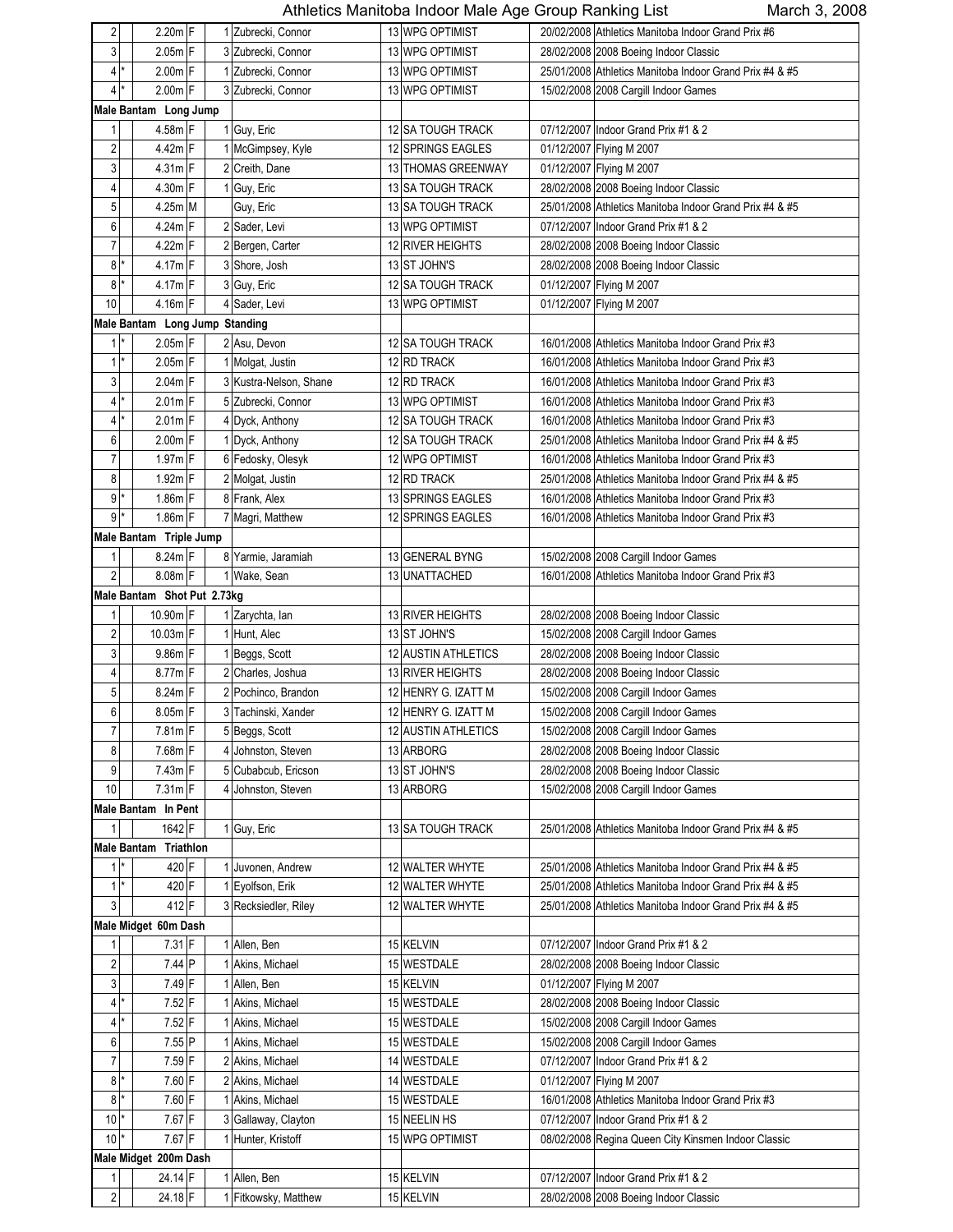# Athletics Manitoba Indoor Male Age Group Ranking List

March 3, 2008

| Rank | Tie | Mark | Type | Place | Name | Age | Club | Date | Meet |
|---|---|---|---|---|---|---|---|---|---|
| 2 | | 2.20m | F | 1 | Zubrecki, Connor | 13 | WPG OPTIMIST | 20/02/2008 | Athletics Manitoba Indoor Grand Prix #6 |
| 3 | | 2.05m | F | 3 | Zubrecki, Connor | 13 | WPG OPTIMIST | 28/02/2008 | 2008 Boeing Indoor Classic |
| 4 | * | 2.00m | F | 1 | Zubrecki, Connor | 13 | WPG OPTIMIST | 25/01/2008 | Athletics Manitoba Indoor Grand Prix #4 & #5 |
| 4 | * | 2.00m | F | 3 | Zubrecki, Connor | 13 | WPG OPTIMIST | 15/02/2008 | 2008 Cargill Indoor Games |
| **Male Bantam Long Jump** | | | | | | | | | |
| 1 | | 4.58m | F | 1 | Guy, Eric | 12 | SA TOUGH TRACK | 07/12/2007 | Indoor Grand Prix #1 & 2 |
| 2 | | 4.42m | F | 1 | McGimpsey, Kyle | 12 | SPRINGS EAGLES | 01/12/2007 | Flying M 2007 |
| 3 | | 4.31m | F | 2 | Creith, Dane | 13 | THOMAS GREENWAY | 01/12/2007 | Flying M 2007 |
| 4 | | 4.30m | F | 1 | Guy, Eric | 13 | SA TOUGH TRACK | 28/02/2008 | 2008 Boeing Indoor Classic |
| 5 | | 4.25m | M | | Guy, Eric | 13 | SA TOUGH TRACK | 25/01/2008 | Athletics Manitoba Indoor Grand Prix #4 & #5 |
| 6 | | 4.24m | F | 2 | Sader, Levi | 13 | WPG OPTIMIST | 07/12/2007 | Indoor Grand Prix #1 & 2 |
| 7 | | 4.22m | F | 2 | Bergen, Carter | 12 | RIVER HEIGHTS | 28/02/2008 | 2008 Boeing Indoor Classic |
| 8 | * | 4.17m | F | 3 | Shore, Josh | 13 | ST JOHN'S | 28/02/2008 | 2008 Boeing Indoor Classic |
| 8 | * | 4.17m | F | 3 | Guy, Eric | 12 | SA TOUGH TRACK | 01/12/2007 | Flying M 2007 |
| 10 | | 4.16m | F | 4 | Sader, Levi | 13 | WPG OPTIMIST | 01/12/2007 | Flying M 2007 |
| **Male Bantam Long Jump Standing** | | | | | | | | | |
| 1 | * | 2.05m | F | 2 | Asu, Devon | 12 | SA TOUGH TRACK | 16/01/2008 | Athletics Manitoba Indoor Grand Prix #3 |
| 1 | * | 2.05m | F | 1 | Molgat, Justin | 12 | RD TRACK | 16/01/2008 | Athletics Manitoba Indoor Grand Prix #3 |
| 3 | | 2.04m | F | 3 | Kustra-Nelson, Shane | 12 | RD TRACK | 16/01/2008 | Athletics Manitoba Indoor Grand Prix #3 |
| 4 | * | 2.01m | F | 5 | Zubrecki, Connor | 13 | WPG OPTIMIST | 16/01/2008 | Athletics Manitoba Indoor Grand Prix #3 |
| 4 | * | 2.01m | F | 4 | Dyck, Anthony | 12 | SA TOUGH TRACK | 16/01/2008 | Athletics Manitoba Indoor Grand Prix #3 |
| 6 | | 2.00m | F | 1 | Dyck, Anthony | 12 | SA TOUGH TRACK | 25/01/2008 | Athletics Manitoba Indoor Grand Prix #4 & #5 |
| 7 | | 1.97m | F | 6 | Fedosky, Olesyk | 12 | WPG OPTIMIST | 16/01/2008 | Athletics Manitoba Indoor Grand Prix #3 |
| 8 | | 1.92m | F | 2 | Molgat, Justin | 12 | RD TRACK | 25/01/2008 | Athletics Manitoba Indoor Grand Prix #4 & #5 |
| 9 | * | 1.86m | F | 8 | Frank, Alex | 13 | SPRINGS EAGLES | 16/01/2008 | Athletics Manitoba Indoor Grand Prix #3 |
| 9 | * | 1.86m | F | 7 | Magri, Matthew | 12 | SPRINGS EAGLES | 16/01/2008 | Athletics Manitoba Indoor Grand Prix #3 |
| **Male Bantam Triple Jump** | | | | | | | | | |
| 1 | | 8.24m | F | 8 | Yarmie, Jaramiah | 13 | GENERAL BYNG | 15/02/2008 | 2008 Cargill Indoor Games |
| 2 | | 8.08m | F | 1 | Wake, Sean | 13 | UNATTACHED | 16/01/2008 | Athletics Manitoba Indoor Grand Prix #3 |
| **Male Bantam Shot Put 2.73kg** | | | | | | | | | |
| 1 | | 10.90m | F | 1 | Zarychta, Ian | 13 | RIVER HEIGHTS | 28/02/2008 | 2008 Boeing Indoor Classic |
| 2 | | 10.03m | F | 1 | Hunt, Alec | 13 | ST JOHN'S | 15/02/2008 | 2008 Cargill Indoor Games |
| 3 | | 9.86m | F | 1 | Beggs, Scott | 12 | AUSTIN ATHLETICS | 28/02/2008 | 2008 Boeing Indoor Classic |
| 4 | | 8.77m | F | 2 | Charles, Joshua | 13 | RIVER HEIGHTS | 28/02/2008 | 2008 Boeing Indoor Classic |
| 5 | | 8.24m | F | 2 | Pochinco, Brandon | 12 | HENRY G. IZATT M | 15/02/2008 | 2008 Cargill Indoor Games |
| 6 | | 8.05m | F | 3 | Tachinski, Xander | 12 | HENRY G. IZATT M | 15/02/2008 | 2008 Cargill Indoor Games |
| 7 | | 7.81m | F | 5 | Beggs, Scott | 12 | AUSTIN ATHLETICS | 15/02/2008 | 2008 Cargill Indoor Games |
| 8 | | 7.68m | F | 4 | Johnston, Steven | 13 | ARBORG | 28/02/2008 | 2008 Boeing Indoor Classic |
| 9 | | 7.43m | F | 5 | Cubabcub, Ericson | 13 | ST JOHN'S | 28/02/2008 | 2008 Boeing Indoor Classic |
| 10 | | 7.31m | F | 4 | Johnston, Steven | 13 | ARBORG | 15/02/2008 | 2008 Cargill Indoor Games |
| **Male Bantam In Pent** | | | | | | | | | |
| 1 | | 1642 | F | 1 | Guy, Eric | 13 | SA TOUGH TRACK | 25/01/2008 | Athletics Manitoba Indoor Grand Prix #4 & #5 |
| **Male Bantam Triathlon** | | | | | | | | | |
| 1 | * | 420 | F | 1 | Juvonen, Andrew | 12 | WALTER WHYTE | 25/01/2008 | Athletics Manitoba Indoor Grand Prix #4 & #5 |
| 1 | * | 420 | F | 1 | Eyolfson, Erik | 12 | WALTER WHYTE | 25/01/2008 | Athletics Manitoba Indoor Grand Prix #4 & #5 |
| 3 | | 412 | F | 3 | Recksiedler, Riley | 12 | WALTER WHYTE | 25/01/2008 | Athletics Manitoba Indoor Grand Prix #4 & #5 |
| **Male Midget 60m Dash** | | | | | | | | | |
| 1 | | 7.31 | F | 1 | Allen, Ben | 15 | KELVIN | 07/12/2007 | Indoor Grand Prix #1 & 2 |
| 2 | | 7.44 | P | 1 | Akins, Michael | 15 | WESTDALE | 28/02/2008 | 2008 Boeing Indoor Classic |
| 3 | | 7.49 | F | 1 | Allen, Ben | 15 | KELVIN | 01/12/2007 | Flying M 2007 |
| 4 | * | 7.52 | F | 1 | Akins, Michael | 15 | WESTDALE | 28/02/2008 | 2008 Boeing Indoor Classic |
| 4 | * | 7.52 | F | 1 | Akins, Michael | 15 | WESTDALE | 15/02/2008 | 2008 Cargill Indoor Games |
| 6 | | 7.55 | P | 1 | Akins, Michael | 15 | WESTDALE | 15/02/2008 | 2008 Cargill Indoor Games |
| 7 | | 7.59 | F | 2 | Akins, Michael | 14 | WESTDALE | 07/12/2007 | Indoor Grand Prix #1 & 2 |
| 8 | * | 7.60 | F | 2 | Akins, Michael | 14 | WESTDALE | 01/12/2007 | Flying M 2007 |
| 8 | * | 7.60 | F | 1 | Akins, Michael | 15 | WESTDALE | 16/01/2008 | Athletics Manitoba Indoor Grand Prix #3 |
| 10 | * | 7.67 | F | 3 | Gallaway, Clayton | 15 | NEELIN HS | 07/12/2007 | Indoor Grand Prix #1 & 2 |
| 10 | * | 7.67 | F | 1 | Hunter, Kristoff | 15 | WPG OPTIMIST | 08/02/2008 | Regina Queen City Kinsmen Indoor Classic |
| **Male Midget 200m Dash** | | | | | | | | | |
| 1 | | 24.14 | F | 1 | Allen, Ben | 15 | KELVIN | 07/12/2007 | Indoor Grand Prix #1 & 2 |
| 2 | | 24.18 | F | 1 | Fitkowsky, Matthew | 15 | KELVIN | 28/02/2008 | 2008 Boeing Indoor Classic |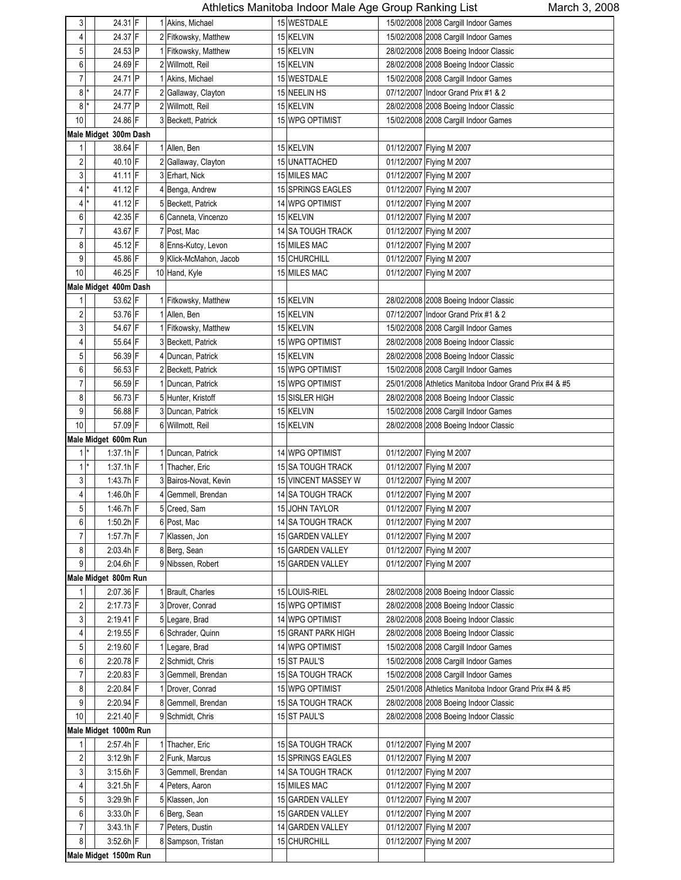# Athletics Manitoba Indoor Male Age Group Ranking List

March 3, 2008

| Rank | | Mark | | Place | Name | Age | Club | Date | Meet |
|---|---|---|---|---|---|---|---|---|---|
| 3 | | 24.31 | F | 1 | Akins, Michael | 15 | WESTDALE | 15/02/2008 | 2008 Cargill Indoor Games |
| 4 | | 24.37 | F | 2 | Fitkowsky, Matthew | 15 | KELVIN | 15/02/2008 | 2008 Cargill Indoor Games |
| 5 | | 24.53 | P | 1 | Fitkowsky, Matthew | 15 | KELVIN | 28/02/2008 | 2008 Boeing Indoor Classic |
| 6 | | 24.69 | F | 2 | Willmott, Reil | 15 | KELVIN | 28/02/2008 | 2008 Boeing Indoor Classic |
| 7 | | 24.71 | P | 1 | Akins, Michael | 15 | WESTDALE | 15/02/2008 | 2008 Cargill Indoor Games |
| 8 | * | 24.77 | F | 2 | Gallaway, Clayton | 15 | NEELIN HS | 07/12/2007 | Indoor Grand Prix #1 & 2 |
| 8 | * | 24.77 | P | 2 | Willmott, Reil | 15 | KELVIN | 28/02/2008 | 2008 Boeing Indoor Classic |
| 10 | | 24.86 | F | 3 | Beckett, Patrick | 15 | WPG OPTIMIST | 15/02/2008 | 2008 Cargill Indoor Games |
| **Male Midget 300m Dash** | | | | | | | | | |
| 1 | | 38.64 | F | 1 | Allen, Ben | 15 | KELVIN | 01/12/2007 | Flying M 2007 |
| 2 | | 40.10 | F | 2 | Gallaway, Clayton | 15 | UNATTACHED | 01/12/2007 | Flying M 2007 |
| 3 | | 41.11 | F | 3 | Erhart, Nick | 15 | MILES MAC | 01/12/2007 | Flying M 2007 |
| 4 | * | 41.12 | F | 4 | Benga, Andrew | 15 | SPRINGS EAGLES | 01/12/2007 | Flying M 2007 |
| 4 | * | 41.12 | F | 5 | Beckett, Patrick | 14 | WPG OPTIMIST | 01/12/2007 | Flying M 2007 |
| 6 | | 42.35 | F | 6 | Canneta, Vincenzo | 15 | KELVIN | 01/12/2007 | Flying M 2007 |
| 7 | | 43.67 | F | 7 | Post, Mac | 14 | SA TOUGH TRACK | 01/12/2007 | Flying M 2007 |
| 8 | | 45.12 | F | 8 | Enns-Kutcy, Levon | 15 | MILES MAC | 01/12/2007 | Flying M 2007 |
| 9 | | 45.86 | F | 9 | Klick-McMahon, Jacob | 15 | CHURCHILL | 01/12/2007 | Flying M 2007 |
| 10 | | 46.25 | F | 10 | Hand, Kyle | 15 | MILES MAC | 01/12/2007 | Flying M 2007 |
| **Male Midget 400m Dash** | | | | | | | | | |
| 1 | | 53.62 | F | 1 | Fitkowsky, Matthew | 15 | KELVIN | 28/02/2008 | 2008 Boeing Indoor Classic |
| 2 | | 53.76 | F | 1 | Allen, Ben | 15 | KELVIN | 07/12/2007 | Indoor Grand Prix #1 & 2 |
| 3 | | 54.67 | F | 1 | Fitkowsky, Matthew | 15 | KELVIN | 15/02/2008 | 2008 Cargill Indoor Games |
| 4 | | 55.64 | F | 3 | Beckett, Patrick | 15 | WPG OPTIMIST | 28/02/2008 | 2008 Boeing Indoor Classic |
| 5 | | 56.39 | F | 4 | Duncan, Patrick | 15 | KELVIN | 28/02/2008 | 2008 Boeing Indoor Classic |
| 6 | | 56.53 | F | 2 | Beckett, Patrick | 15 | WPG OPTIMIST | 15/02/2008 | 2008 Cargill Indoor Games |
| 7 | | 56.59 | F | 1 | Duncan, Patrick | 15 | WPG OPTIMIST | 25/01/2008 | Athletics Manitoba Indoor Grand Prix #4 & #5 |
| 8 | | 56.73 | F | 5 | Hunter, Kristoff | 15 | SISLER HIGH | 28/02/2008 | 2008 Boeing Indoor Classic |
| 9 | | 56.88 | F | 3 | Duncan, Patrick | 15 | KELVIN | 15/02/2008 | 2008 Cargill Indoor Games |
| 10 | | 57.09 | F | 6 | Willmott, Reil | 15 | KELVIN | 28/02/2008 | 2008 Boeing Indoor Classic |
| **Male Midget 600m Run** | | | | | | | | | |
| 1 | * | 1:37.1h | F | 1 | Duncan, Patrick | 14 | WPG OPTIMIST | 01/12/2007 | Flying M 2007 |
| 1 | * | 1:37.1h | F | 1 | Thacher, Eric | 15 | SA TOUGH TRACK | 01/12/2007 | Flying M 2007 |
| 3 | | 1:43.7h | F | 3 | Bairos-Novat, Kevin | 15 | VINCENT MASSEY W | 01/12/2007 | Flying M 2007 |
| 4 | | 1:46.0h | F | 4 | Gemmell, Brendan | 14 | SA TOUGH TRACK | 01/12/2007 | Flying M 2007 |
| 5 | | 1:46.7h | F | 5 | Creed, Sam | 15 | JOHN TAYLOR | 01/12/2007 | Flying M 2007 |
| 6 | | 1:50.2h | F | 6 | Post, Mac | 14 | SA TOUGH TRACK | 01/12/2007 | Flying M 2007 |
| 7 | | 1:57.7h | F | 7 | Klassen, Jon | 15 | GARDEN VALLEY | 01/12/2007 | Flying M 2007 |
| 8 | | 2:03.4h | F | 8 | Berg, Sean | 15 | GARDEN VALLEY | 01/12/2007 | Flying M 2007 |
| 9 | | 2:04.6h | F | 9 | Nibssen, Robert | 15 | GARDEN VALLEY | 01/12/2007 | Flying M 2007 |
| **Male Midget 800m Run** | | | | | | | | | |
| 1 | | 2:07.36 | F | 1 | Brault, Charles | 15 | LOUIS-RIEL | 28/02/2008 | 2008 Boeing Indoor Classic |
| 2 | | 2:17.73 | F | 3 | Drover, Conrad | 15 | WPG OPTIMIST | 28/02/2008 | 2008 Boeing Indoor Classic |
| 3 | | 2:19.41 | F | 5 | Legare, Brad | 14 | WPG OPTIMIST | 28/02/2008 | 2008 Boeing Indoor Classic |
| 4 | | 2:19.55 | F | 6 | Schrader, Quinn | 15 | GRANT PARK HIGH | 28/02/2008 | 2008 Boeing Indoor Classic |
| 5 | | 2:19.60 | F | 1 | Legare, Brad | 14 | WPG OPTIMIST | 15/02/2008 | 2008 Cargill Indoor Games |
| 6 | | 2:20.78 | F | 2 | Schmidt, Chris | 15 | ST PAUL'S | 15/02/2008 | 2008 Cargill Indoor Games |
| 7 | | 2:20.83 | F | 3 | Gemmell, Brendan | 15 | SA TOUGH TRACK | 15/02/2008 | 2008 Cargill Indoor Games |
| 8 | | 2:20.84 | F | 1 | Drover, Conrad | 15 | WPG OPTIMIST | 25/01/2008 | Athletics Manitoba Indoor Grand Prix #4 & #5 |
| 9 | | 2:20.94 | F | 8 | Gemmell, Brendan | 15 | SA TOUGH TRACK | 28/02/2008 | 2008 Boeing Indoor Classic |
| 10 | | 2:21.40 | F | 9 | Schmidt, Chris | 15 | ST PAUL'S | 28/02/2008 | 2008 Boeing Indoor Classic |
| **Male Midget 1000m Run** | | | | | | | | | |
| 1 | | 2:57.4h | F | 1 | Thacher, Eric | 15 | SA TOUGH TRACK | 01/12/2007 | Flying M 2007 |
| 2 | | 3:12.9h | F | 2 | Funk, Marcus | 15 | SPRINGS EAGLES | 01/12/2007 | Flying M 2007 |
| 3 | | 3:15.6h | F | 3 | Gemmell, Brendan | 14 | SA TOUGH TRACK | 01/12/2007 | Flying M 2007 |
| 4 | | 3:21.5h | F | 4 | Peters, Aaron | 15 | MILES MAC | 01/12/2007 | Flying M 2007 |
| 5 | | 3:29.9h | F | 5 | Klassen, Jon | 15 | GARDEN VALLEY | 01/12/2007 | Flying M 2007 |
| 6 | | 3:33.0h | F | 6 | Berg, Sean | 15 | GARDEN VALLEY | 01/12/2007 | Flying M 2007 |
| 7 | | 3:43.1h | F | 7 | Peters, Dustin | 14 | GARDEN VALLEY | 01/12/2007 | Flying M 2007 |
| 8 | | 3:52.6h | F | 8 | Sampson, Tristan | 15 | CHURCHILL | 01/12/2007 | Flying M 2007 |
| **Male Midget 1500m Run** | | | | | | | | | |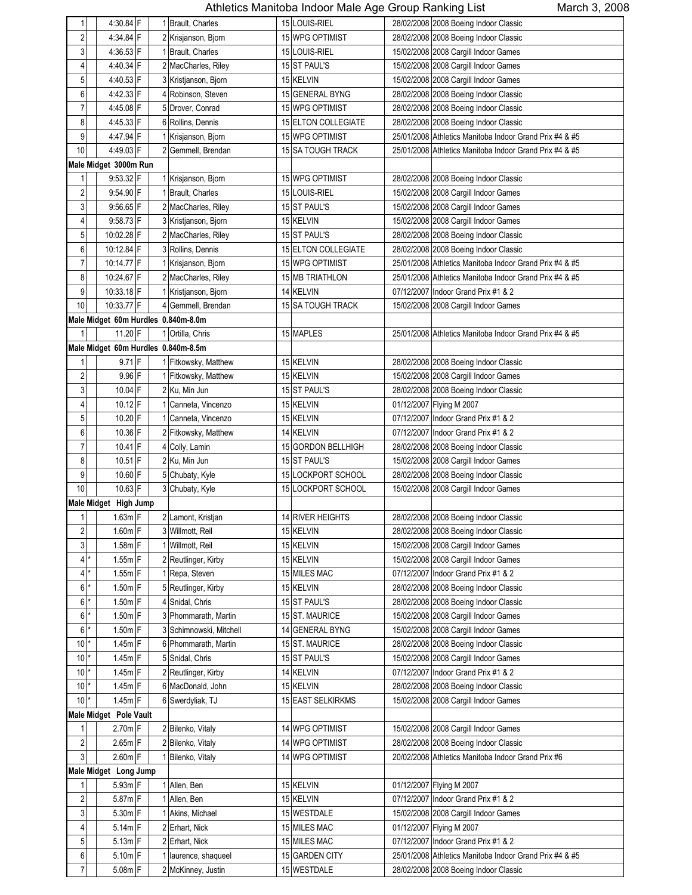# Athletics Manitoba Indoor Male Age Group Ranking List

March 3, 2008

| Rank | | Mark | | Place | Name | Age | Club | Date | Meet |
|---|---|---|---|---|---|---|---|---|---|
| 1 | | 4:30.84 | F | 1 | Brault, Charles | 15 | LOUIS-RIEL | 28/02/2008 | 2008 Boeing Indoor Classic |
| 2 | | 4:34.84 | F | 2 | Krisjanson, Bjorn | 15 | WPG OPTIMIST | 28/02/2008 | 2008 Boeing Indoor Classic |
| 3 | | 4:36.53 | F | 1 | Brault, Charles | 15 | LOUIS-RIEL | 15/02/2008 | 2008 Cargill Indoor Games |
| 4 | | 4:40.34 | F | 2 | MacCharles, Riley | 15 | ST PAUL'S | 15/02/2008 | 2008 Cargill Indoor Games |
| 5 | | 4:40.53 | F | 3 | Kristjanson, Bjorn | 15 | KELVIN | 15/02/2008 | 2008 Cargill Indoor Games |
| 6 | | 4:42.33 | F | 4 | Robinson, Steven | 15 | GENERAL BYNG | 28/02/2008 | 2008 Boeing Indoor Classic |
| 7 | | 4:45.08 | F | 5 | Drover, Conrad | 15 | WPG OPTIMIST | 28/02/2008 | 2008 Boeing Indoor Classic |
| 8 | | 4:45.33 | F | 6 | Rollins, Dennis | 15 | ELTON COLLEGIATE | 28/02/2008 | 2008 Boeing Indoor Classic |
| 9 | | 4:47.94 | F | 1 | Krisjanson, Bjorn | 15 | WPG OPTIMIST | 25/01/2008 | Athletics Manitoba Indoor Grand Prix #4 & #5 |
| 10 | | 4:49.03 | F | 2 | Gemmell, Brendan | 15 | SA TOUGH TRACK | 25/01/2008 | Athletics Manitoba Indoor Grand Prix #4 & #5 |
| **Male Midget 3000m Run** | | | | | | | | | |
| 1 | | 9:53.32 | F | 1 | Krisjanson, Bjorn | 15 | WPG OPTIMIST | 28/02/2008 | 2008 Boeing Indoor Classic |
| 2 | | 9:54.90 | F | 1 | Brault, Charles | 15 | LOUIS-RIEL | 15/02/2008 | 2008 Cargill Indoor Games |
| 3 | | 9:56.65 | F | 2 | MacCharles, Riley | 15 | ST PAUL'S | 15/02/2008 | 2008 Cargill Indoor Games |
| 4 | | 9:58.73 | F | 3 | Kristjanson, Bjorn | 15 | KELVIN | 15/02/2008 | 2008 Cargill Indoor Games |
| 5 | | 10:02.28 | F | 2 | MacCharles, Riley | 15 | ST PAUL'S | 28/02/2008 | 2008 Boeing Indoor Classic |
| 6 | | 10:12.84 | F | 3 | Rollins, Dennis | 15 | ELTON COLLEGIATE | 28/02/2008 | 2008 Boeing Indoor Classic |
| 7 | | 10:14.77 | F | 1 | Krisjanson, Bjorn | 15 | WPG OPTIMIST | 25/01/2008 | Athletics Manitoba Indoor Grand Prix #4 & #5 |
| 8 | | 10:24.67 | F | 2 | MacCharles, Riley | 15 | MB TRIATHLON | 25/01/2008 | Athletics Manitoba Indoor Grand Prix #4 & #5 |
| 9 | | 10:33.18 | F | 1 | Kristjanson, Bjorn | 14 | KELVIN | 07/12/2007 | Indoor Grand Prix #1 & 2 |
| 10 | | 10:33.77 | F | 4 | Gemmell, Brendan | 15 | SA TOUGH TRACK | 15/02/2008 | 2008 Cargill Indoor Games |
| **Male Midget 60m Hurdles 0.840m-8.0m** | | | | | | | | | |
| 1 | | 11.20 | F | 1 | Ortilla, Chris | 15 | MAPLES | 25/01/2008 | Athletics Manitoba Indoor Grand Prix #4 & #5 |
| **Male Midget 60m Hurdles 0.840m-8.5m** | | | | | | | | | |
| 1 | | 9.71 | F | 1 | Fitkowsky, Matthew | 15 | KELVIN | 28/02/2008 | 2008 Boeing Indoor Classic |
| 2 | | 9.96 | F | 1 | Fitkowsky, Matthew | 15 | KELVIN | 15/02/2008 | 2008 Cargill Indoor Games |
| 3 | | 10.04 | F | 2 | Ku, Min Jun | 15 | ST PAUL'S | 28/02/2008 | 2008 Boeing Indoor Classic |
| 4 | | 10.12 | F | 1 | Canneta, Vincenzo | 15 | KELVIN | 01/12/2007 | Flying M 2007 |
| 5 | | 10.20 | F | 1 | Canneta, Vincenzo | 15 | KELVIN | 07/12/2007 | Indoor Grand Prix #1 & 2 |
| 6 | | 10.36 | F | 2 | Fitkowsky, Matthew | 14 | KELVIN | 07/12/2007 | Indoor Grand Prix #1 & 2 |
| 7 | | 10.41 | F | 4 | Colly, Lamin | 15 | GORDON BELLHIGH | 28/02/2008 | 2008 Boeing Indoor Classic |
| 8 | | 10.51 | F | 2 | Ku, Min Jun | 15 | ST PAUL'S | 15/02/2008 | 2008 Cargill Indoor Games |
| 9 | | 10.60 | F | 5 | Chubaty, Kyle | 15 | LOCKPORT SCHOOL | 28/02/2008 | 2008 Boeing Indoor Classic |
| 10 | | 10.63 | F | 3 | Chubaty, Kyle | 15 | LOCKPORT SCHOOL | 15/02/2008 | 2008 Cargill Indoor Games |
| **Male Midget High Jump** | | | | | | | | | |
| 1 | | 1.63m | F | 2 | Lamont, Kristjan | 14 | RIVER HEIGHTS | 28/02/2008 | 2008 Boeing Indoor Classic |
| 2 | | 1.60m | F | 3 | Willmott, Reil | 15 | KELVIN | 28/02/2008 | 2008 Boeing Indoor Classic |
| 3 | | 1.58m | F | 1 | Willmott, Reil | 15 | KELVIN | 15/02/2008 | 2008 Cargill Indoor Games |
| 4 | * | 1.55m | F | 2 | Reutlinger, Kirby | 15 | KELVIN | 15/02/2008 | 2008 Cargill Indoor Games |
| 4 | * | 1.55m | F | 1 | Repa, Steven | 15 | MILES MAC | 07/12/2007 | Indoor Grand Prix #1 & 2 |
| 6 | * | 1.50m | F | 5 | Reutlinger, Kirby | 15 | KELVIN | 28/02/2008 | 2008 Boeing Indoor Classic |
| 6 | * | 1.50m | F | 4 | Snidal, Chris | 15 | ST PAUL'S | 28/02/2008 | 2008 Boeing Indoor Classic |
| 6 | * | 1.50m | F | 3 | Phommarath, Martin | 15 | ST. MAURICE | 15/02/2008 | 2008 Cargill Indoor Games |
| 6 | * | 1.50m | F | 3 | Schimnowski, Mitchell | 14 | GENERAL BYNG | 15/02/2008 | 2008 Cargill Indoor Games |
| 10 | * | 1.45m | F | 6 | Phommarath, Martin | 15 | ST. MAURICE | 28/02/2008 | 2008 Boeing Indoor Classic |
| 10 | * | 1.45m | F | 5 | Snidal, Chris | 15 | ST PAUL'S | 15/02/2008 | 2008 Cargill Indoor Games |
| 10 | * | 1.45m | F | 2 | Reutlinger, Kirby | 14 | KELVIN | 07/12/2007 | Indoor Grand Prix #1 & 2 |
| 10 | * | 1.45m | F | 6 | MacDonald, John | 15 | KELVIN | 28/02/2008 | 2008 Boeing Indoor Classic |
| 10 | * | 1.45m | F | 6 | Swerdyliak, TJ | 15 | EAST SELKIRKMS | 15/02/2008 | 2008 Cargill Indoor Games |
| **Male Midget Pole Vault** | | | | | | | | | |
| 1 | | 2.70m | F | 2 | Bilenko, Vitaly | 14 | WPG OPTIMIST | 15/02/2008 | 2008 Cargill Indoor Games |
| 2 | | 2.65m | F | 2 | Bilenko, Vitaly | 14 | WPG OPTIMIST | 28/02/2008 | 2008 Boeing Indoor Classic |
| 3 | | 2.60m | F | 1 | Bilenko, Vitaly | 14 | WPG OPTIMIST | 20/02/2008 | Athletics Manitoba Indoor Grand Prix #6 |
| **Male Midget Long Jump** | | | | | | | | | |
| 1 | | 5.93m | F | 1 | Allen, Ben | 15 | KELVIN | 01/12/2007 | Flying M 2007 |
| 2 | | 5.87m | F | 1 | Allen, Ben | 15 | KELVIN | 07/12/2007 | Indoor Grand Prix #1 & 2 |
| 3 | | 5.30m | F | 1 | Akins, Michael | 15 | WESTDALE | 15/02/2008 | 2008 Cargill Indoor Games |
| 4 | | 5.14m | F | 2 | Erhart, Nick | 15 | MILES MAC | 01/12/2007 | Flying M 2007 |
| 5 | | 5.13m | F | 2 | Erhart, Nick | 15 | MILES MAC | 07/12/2007 | Indoor Grand Prix #1 & 2 |
| 6 | | 5.10m | F | 1 | laurence, shaqueel | 15 | GARDEN CITY | 25/01/2008 | Athletics Manitoba Indoor Grand Prix #4 & #5 |
| 7 | | 5.08m | F | 2 | McKinney, Justin | 15 | WESTDALE | 28/02/2008 | 2008 Boeing Indoor Classic |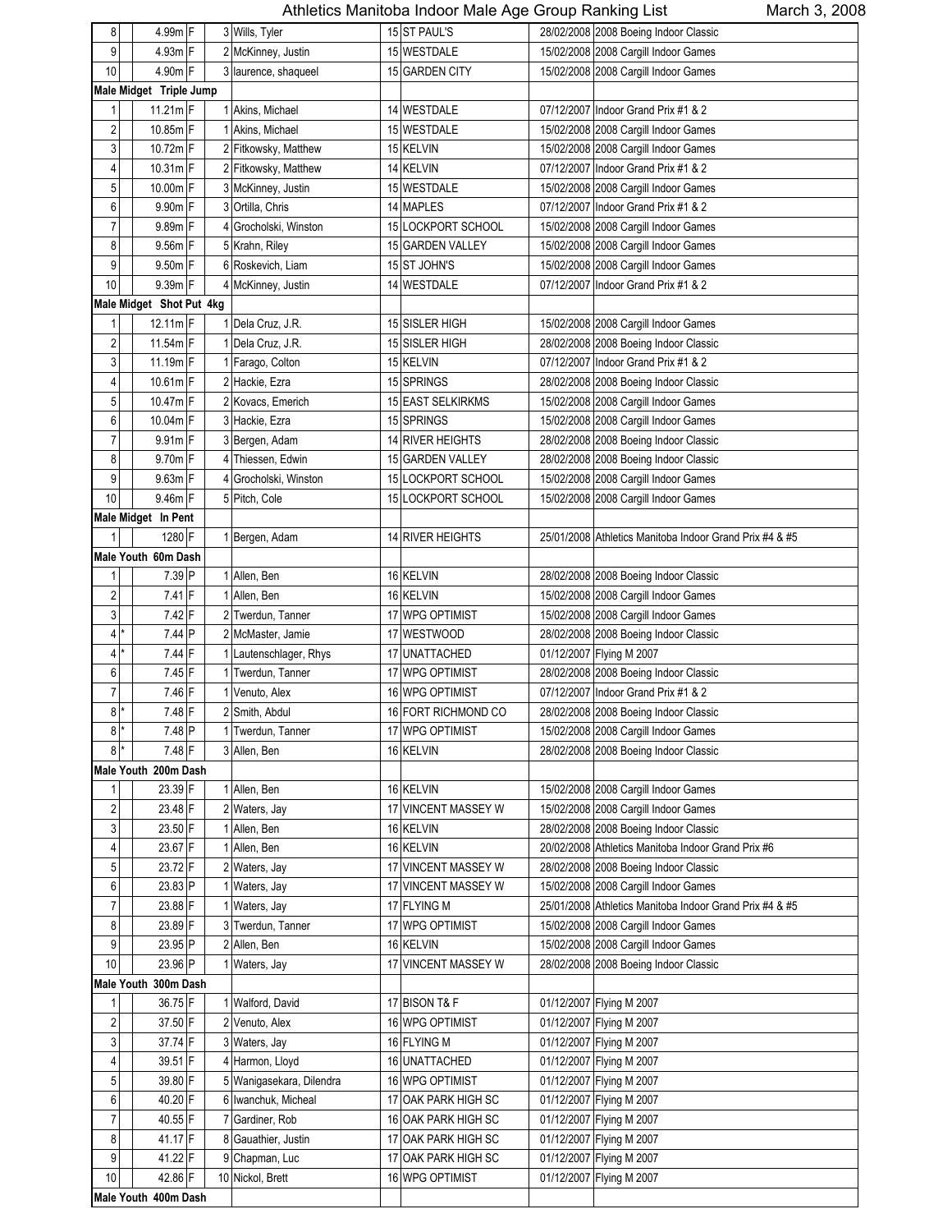# Athletics Manitoba Indoor Male Age Group Ranking List

March 3, 2008

| Rank | | Mark | | Place | Name | Age | Club | Date | Meet |
|---|---|---|---|---|---|---|---|---|---|
| 8 | | 4.99m | F | 3 | Wills, Tyler | 15 | ST PAUL'S | 28/02/2008 | 2008 Boeing Indoor Classic |
| 9 | | 4.93m | F | 2 | McKinney, Justin | 15 | WESTDALE | 15/02/2008 | 2008 Cargill Indoor Games |
| 10 | | 4.90m | F | 3 | laurence, shaqueel | 15 | GARDEN CITY | 15/02/2008 | 2008 Cargill Indoor Games |
| **Male Midget Triple Jump** | | | | | | | | | |
| 1 | | 11.21m | F | 1 | Akins, Michael | 14 | WESTDALE | 07/12/2007 | Indoor Grand Prix #1 & 2 |
| 2 | | 10.85m | F | 1 | Akins, Michael | 15 | WESTDALE | 15/02/2008 | 2008 Cargill Indoor Games |
| 3 | | 10.72m | F | 2 | Fitkowsky, Matthew | 15 | KELVIN | 15/02/2008 | 2008 Cargill Indoor Games |
| 4 | | 10.31m | F | 2 | Fitkowsky, Matthew | 14 | KELVIN | 07/12/2007 | Indoor Grand Prix #1 & 2 |
| 5 | | 10.00m | F | 3 | McKinney, Justin | 15 | WESTDALE | 15/02/2008 | 2008 Cargill Indoor Games |
| 6 | | 9.90m | F | 3 | Ortilla, Chris | 14 | MAPLES | 07/12/2007 | Indoor Grand Prix #1 & 2 |
| 7 | | 9.89m | F | 4 | Grocholski, Winston | 15 | LOCKPORT SCHOOL | 15/02/2008 | 2008 Cargill Indoor Games |
| 8 | | 9.56m | F | 5 | Krahn, Riley | 15 | GARDEN VALLEY | 15/02/2008 | 2008 Cargill Indoor Games |
| 9 | | 9.50m | F | 6 | Roskevich, Liam | 15 | ST JOHN'S | 15/02/2008 | 2008 Cargill Indoor Games |
| 10 | | 9.39m | F | 4 | McKinney, Justin | 14 | WESTDALE | 07/12/2007 | Indoor Grand Prix #1 & 2 |
| **Male Midget Shot Put 4kg** | | | | | | | | | |
| 1 | | 12.11m | F | 1 | Dela Cruz, J.R. | 15 | SISLER HIGH | 15/02/2008 | 2008 Cargill Indoor Games |
| 2 | | 11.54m | F | 1 | Dela Cruz, J.R. | 15 | SISLER HIGH | 28/02/2008 | 2008 Boeing Indoor Classic |
| 3 | | 11.19m | F | 1 | Farago, Colton | 15 | KELVIN | 07/12/2007 | Indoor Grand Prix #1 & 2 |
| 4 | | 10.61m | F | 2 | Hackie, Ezra | 15 | SPRINGS | 28/02/2008 | 2008 Boeing Indoor Classic |
| 5 | | 10.47m | F | 2 | Kovacs, Emerich | 15 | EAST SELKIRKMS | 15/02/2008 | 2008 Cargill Indoor Games |
| 6 | | 10.04m | F | 3 | Hackie, Ezra | 15 | SPRINGS | 15/02/2008 | 2008 Cargill Indoor Games |
| 7 | | 9.91m | F | 3 | Bergen, Adam | 14 | RIVER HEIGHTS | 28/02/2008 | 2008 Boeing Indoor Classic |
| 8 | | 9.70m | F | 4 | Thiessen, Edwin | 15 | GARDEN VALLEY | 28/02/2008 | 2008 Boeing Indoor Classic |
| 9 | | 9.63m | F | 4 | Grocholski, Winston | 15 | LOCKPORT SCHOOL | 15/02/2008 | 2008 Cargill Indoor Games |
| 10 | | 9.46m | F | 5 | Pitch, Cole | 15 | LOCKPORT SCHOOL | 15/02/2008 | 2008 Cargill Indoor Games |
| **Male Midget In Pent** | | | | | | | | | |
| 1 | | 1280 | F | 1 | Bergen, Adam | 14 | RIVER HEIGHTS | 25/01/2008 | Athletics Manitoba Indoor Grand Prix #4 & #5 |
| **Male Youth 60m Dash** | | | | | | | | | |
| 1 | | 7.39 | P | 1 | Allen, Ben | 16 | KELVIN | 28/02/2008 | 2008 Boeing Indoor Classic |
| 2 | | 7.41 | F | 1 | Allen, Ben | 16 | KELVIN | 15/02/2008 | 2008 Cargill Indoor Games |
| 3 | | 7.42 | F | 2 | Twerdun, Tanner | 17 | WPG OPTIMIST | 15/02/2008 | 2008 Cargill Indoor Games |
| 4 | * | 7.44 | P | 2 | McMaster, Jamie | 17 | WESTWOOD | 28/02/2008 | 2008 Boeing Indoor Classic |
| 4 | * | 7.44 | F | 1 | Lautenschlager, Rhys | 17 | UNATTACHED | 01/12/2007 | Flying M 2007 |
| 6 | | 7.45 | F | 1 | Twerdun, Tanner | 17 | WPG OPTIMIST | 28/02/2008 | 2008 Boeing Indoor Classic |
| 7 | | 7.46 | F | 1 | Venuto, Alex | 16 | WPG OPTIMIST | 07/12/2007 | Indoor Grand Prix #1 & 2 |
| 8 | * | 7.48 | F | 2 | Smith, Abdul | 16 | FORT RICHMOND CO | 28/02/2008 | 2008 Boeing Indoor Classic |
| 8 | * | 7.48 | P | 1 | Twerdun, Tanner | 17 | WPG OPTIMIST | 15/02/2008 | 2008 Cargill Indoor Games |
| 8 | * | 7.48 | F | 3 | Allen, Ben | 16 | KELVIN | 28/02/2008 | 2008 Boeing Indoor Classic |
| **Male Youth 200m Dash** | | | | | | | | | |
| 1 | | 23.39 | F | 1 | Allen, Ben | 16 | KELVIN | 15/02/2008 | 2008 Cargill Indoor Games |
| 2 | | 23.48 | F | 2 | Waters, Jay | 17 | VINCENT MASSEY W | 15/02/2008 | 2008 Cargill Indoor Games |
| 3 | | 23.50 | F | 1 | Allen, Ben | 16 | KELVIN | 28/02/2008 | 2008 Boeing Indoor Classic |
| 4 | | 23.67 | F | 1 | Allen, Ben | 16 | KELVIN | 20/02/2008 | Athletics Manitoba Indoor Grand Prix #6 |
| 5 | | 23.72 | F | 2 | Waters, Jay | 17 | VINCENT MASSEY W | 28/02/2008 | 2008 Boeing Indoor Classic |
| 6 | | 23.83 | P | 1 | Waters, Jay | 17 | VINCENT MASSEY W | 15/02/2008 | 2008 Cargill Indoor Games |
| 7 | | 23.88 | F | 1 | Waters, Jay | 17 | FLYING M | 25/01/2008 | Athletics Manitoba Indoor Grand Prix #4 & #5 |
| 8 | | 23.89 | F | 3 | Twerdun, Tanner | 17 | WPG OPTIMIST | 15/02/2008 | 2008 Cargill Indoor Games |
| 9 | | 23.95 | P | 2 | Allen, Ben | 16 | KELVIN | 15/02/2008 | 2008 Cargill Indoor Games |
| 10 | | 23.96 | P | 1 | Waters, Jay | 17 | VINCENT MASSEY W | 28/02/2008 | 2008 Boeing Indoor Classic |
| **Male Youth 300m Dash** | | | | | | | | | |
| 1 | | 36.75 | F | 1 | Walford, David | 17 | BISON T&F | 01/12/2007 | Flying M 2007 |
| 2 | | 37.50 | F | 2 | Venuto, Alex | 16 | WPG OPTIMIST | 01/12/2007 | Flying M 2007 |
| 3 | | 37.74 | F | 3 | Waters, Jay | 16 | FLYING M | 01/12/2007 | Flying M 2007 |
| 4 | | 39.51 | F | 4 | Harmon, Lloyd | 16 | UNATTACHED | 01/12/2007 | Flying M 2007 |
| 5 | | 39.80 | F | 5 | Wanigasekara, Dilendra | 16 | WPG OPTIMIST | 01/12/2007 | Flying M 2007 |
| 6 | | 40.20 | F | 6 | Iwanchuk, Micheal | 17 | OAK PARK HIGH SC | 01/12/2007 | Flying M 2007 |
| 7 | | 40.55 | F | 7 | Gardiner, Rob | 16 | OAK PARK HIGH SC | 01/12/2007 | Flying M 2007 |
| 8 | | 41.17 | F | 8 | Gauathier, Justin | 17 | OAK PARK HIGH SC | 01/12/2007 | Flying M 2007 |
| 9 | | 41.22 | F | 9 | Chapman, Luc | 17 | OAK PARK HIGH SC | 01/12/2007 | Flying M 2007 |
| 10 | | 42.86 | F | 10 | Nickol, Brett | 16 | WPG OPTIMIST | 01/12/2007 | Flying M 2007 |
| **Male Youth 400m Dash** | | | | | | | | | |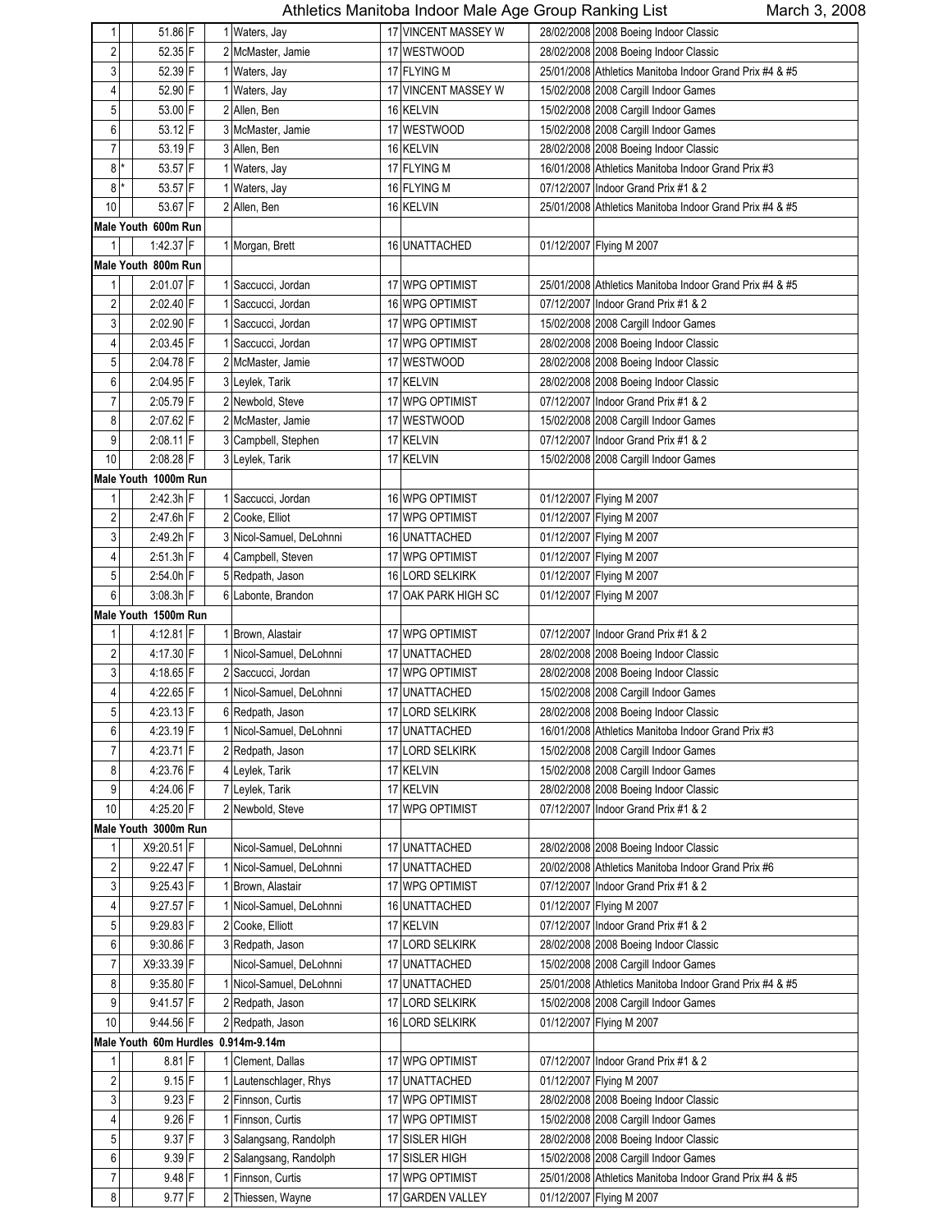# Athletics Manitoba Indoor Male Age Group Ranking List

March 3, 2008

| Rank | | Mark | | Place | Name | Age | Club | Date | Meet |
|---|---|---|---|---|---|---|---|---|---|
| 1 | | 51.86 | F | 1 | Waters, Jay | 17 | VINCENT MASSEY W | 28/02/2008 | 2008 Boeing Indoor Classic |
| 2 | | 52.35 | F | 2 | McMaster, Jamie | 17 | WESTWOOD | 28/02/2008 | 2008 Boeing Indoor Classic |
| 3 | | 52.39 | F | 1 | Waters, Jay | 17 | FLYING M | 25/01/2008 | Athletics Manitoba Indoor Grand Prix #4 & #5 |
| 4 | | 52.90 | F | 1 | Waters, Jay | 17 | VINCENT MASSEY W | 15/02/2008 | 2008 Cargill Indoor Games |
| 5 | | 53.00 | F | 2 | Allen, Ben | 16 | KELVIN | 15/02/2008 | 2008 Cargill Indoor Games |
| 6 | | 53.12 | F | 3 | McMaster, Jamie | 17 | WESTWOOD | 15/02/2008 | 2008 Cargill Indoor Games |
| 7 | | 53.19 | F | 3 | Allen, Ben | 16 | KELVIN | 28/02/2008 | 2008 Boeing Indoor Classic |
| 8 | * | 53.57 | F | 1 | Waters, Jay | 17 | FLYING M | 16/01/2008 | Athletics Manitoba Indoor Grand Prix #3 |
| 8 | * | 53.57 | F | 1 | Waters, Jay | 16 | FLYING M | 07/12/2007 | Indoor Grand Prix #1 & 2 |
| 10 | | 53.67 | F | 2 | Allen, Ben | 16 | KELVIN | 25/01/2008 | Athletics Manitoba Indoor Grand Prix #4 & #5 |
| **Male Youth 600m Run** | | | | | | | | | |
| 1 | | 1:42.37 | F | 1 | Morgan, Brett | 16 | UNATTACHED | 01/12/2007 | Flying M 2007 |
| **Male Youth 800m Run** | | | | | | | | | |
| 1 | | 2:01.07 | F | 1 | Saccucci, Jordan | 17 | WPG OPTIMIST | 25/01/2008 | Athletics Manitoba Indoor Grand Prix #4 & #5 |
| 2 | | 2:02.40 | F | 1 | Saccucci, Jordan | 16 | WPG OPTIMIST | 07/12/2007 | Indoor Grand Prix #1 & 2 |
| 3 | | 2:02.90 | F | 1 | Saccucci, Jordan | 17 | WPG OPTIMIST | 15/02/2008 | 2008 Cargill Indoor Games |
| 4 | | 2:03.45 | F | 1 | Saccucci, Jordan | 17 | WPG OPTIMIST | 28/02/2008 | 2008 Boeing Indoor Classic |
| 5 | | 2:04.78 | F | 2 | McMaster, Jamie | 17 | WESTWOOD | 28/02/2008 | 2008 Boeing Indoor Classic |
| 6 | | 2:04.95 | F | 3 | Leylek, Tarik | 17 | KELVIN | 28/02/2008 | 2008 Boeing Indoor Classic |
| 7 | | 2:05.79 | F | 2 | Newbold, Steve | 17 | WPG OPTIMIST | 07/12/2007 | Indoor Grand Prix #1 & 2 |
| 8 | | 2:07.62 | F | 2 | McMaster, Jamie | 17 | WESTWOOD | 15/02/2008 | 2008 Cargill Indoor Games |
| 9 | | 2:08.11 | F | 3 | Campbell, Stephen | 17 | KELVIN | 07/12/2007 | Indoor Grand Prix #1 & 2 |
| 10 | | 2:08.28 | F | 3 | Leylek, Tarik | 17 | KELVIN | 15/02/2008 | 2008 Cargill Indoor Games |
| **Male Youth 1000m Run** | | | | | | | | | |
| 1 | | 2:42.3h | F | 1 | Saccucci, Jordan | 16 | WPG OPTIMIST | 01/12/2007 | Flying M 2007 |
| 2 | | 2:47.6h | F | 2 | Cooke, Elliot | 17 | WPG OPTIMIST | 01/12/2007 | Flying M 2007 |
| 3 | | 2:49.2h | F | 3 | Nicol-Samuel, DeLohnni | 16 | UNATTACHED | 01/12/2007 | Flying M 2007 |
| 4 | | 2:51.3h | F | 4 | Campbell, Steven | 17 | WPG OPTIMIST | 01/12/2007 | Flying M 2007 |
| 5 | | 2:54.0h | F | 5 | Redpath, Jason | 16 | LORD SELKIRK | 01/12/2007 | Flying M 2007 |
| 6 | | 3:08.3h | F | 6 | Labonte, Brandon | 17 | OAK PARK HIGH SC | 01/12/2007 | Flying M 2007 |
| **Male Youth 1500m Run** | | | | | | | | | |
| 1 | | 4:12.81 | F | 1 | Brown, Alastair | 17 | WPG OPTIMIST | 07/12/2007 | Indoor Grand Prix #1 & 2 |
| 2 | | 4:17.30 | F | 1 | Nicol-Samuel, DeLohnni | 17 | UNATTACHED | 28/02/2008 | 2008 Boeing Indoor Classic |
| 3 | | 4:18.65 | F | 2 | Saccucci, Jordan | 17 | WPG OPTIMIST | 28/02/2008 | 2008 Boeing Indoor Classic |
| 4 | | 4:22.65 | F | 1 | Nicol-Samuel, DeLohnni | 17 | UNATTACHED | 15/02/2008 | 2008 Cargill Indoor Games |
| 5 | | 4:23.13 | F | 6 | Redpath, Jason | 17 | LORD SELKIRK | 28/02/2008 | 2008 Boeing Indoor Classic |
| 6 | | 4:23.19 | F | 1 | Nicol-Samuel, DeLohnni | 17 | UNATTACHED | 16/01/2008 | Athletics Manitoba Indoor Grand Prix #3 |
| 7 | | 4:23.71 | F | 2 | Redpath, Jason | 17 | LORD SELKIRK | 15/02/2008 | 2008 Cargill Indoor Games |
| 8 | | 4:23.76 | F | 4 | Leylek, Tarik | 17 | KELVIN | 15/02/2008 | 2008 Cargill Indoor Games |
| 9 | | 4:24.06 | F | 7 | Leylek, Tarik | 17 | KELVIN | 28/02/2008 | 2008 Boeing Indoor Classic |
| 10 | | 4:25.20 | F | 2 | Newbold, Steve | 17 | WPG OPTIMIST | 07/12/2007 | Indoor Grand Prix #1 & 2 |
| **Male Youth 3000m Run** | | | | | | | | | |
| 1 | | X9:20.51 | F | | Nicol-Samuel, DeLohnni | 17 | UNATTACHED | 28/02/2008 | 2008 Boeing Indoor Classic |
| 2 | | 9:22.47 | F | 1 | Nicol-Samuel, DeLohnni | 17 | UNATTACHED | 20/02/2008 | Athletics Manitoba Indoor Grand Prix #6 |
| 3 | | 9:25.43 | F | 1 | Brown, Alastair | 17 | WPG OPTIMIST | 07/12/2007 | Indoor Grand Prix #1 & 2 |
| 4 | | 9:27.57 | F | 1 | Nicol-Samuel, DeLohnni | 16 | UNATTACHED | 01/12/2007 | Flying M 2007 |
| 5 | | 9:29.83 | F | 2 | Cooke, Elliott | 17 | KELVIN | 07/12/2007 | Indoor Grand Prix #1 & 2 |
| 6 | | 9:30.86 | F | 3 | Redpath, Jason | 17 | LORD SELKIRK | 28/02/2008 | 2008 Boeing Indoor Classic |
| 7 | | X9:33.39 | F | | Nicol-Samuel, DeLohnni | 17 | UNATTACHED | 15/02/2008 | 2008 Cargill Indoor Games |
| 8 | | 9:35.80 | F | 1 | Nicol-Samuel, DeLohnni | 17 | UNATTACHED | 25/01/2008 | Athletics Manitoba Indoor Grand Prix #4 & #5 |
| 9 | | 9:41.57 | F | 2 | Redpath, Jason | 17 | LORD SELKIRK | 15/02/2008 | 2008 Cargill Indoor Games |
| 10 | | 9:44.56 | F | 2 | Redpath, Jason | 16 | LORD SELKIRK | 01/12/2007 | Flying M 2007 |
| **Male Youth 60m Hurdles 0.914m-9.14m** | | | | | | | | | |
| 1 | | 8.81 | F | 1 | Clement, Dallas | 17 | WPG OPTIMIST | 07/12/2007 | Indoor Grand Prix #1 & 2 |
| 2 | | 9.15 | F | 1 | Lautenschlager, Rhys | 17 | UNATTACHED | 01/12/2007 | Flying M 2007 |
| 3 | | 9.23 | F | 2 | Finnson, Curtis | 17 | WPG OPTIMIST | 28/02/2008 | 2008 Boeing Indoor Classic |
| 4 | | 9.26 | F | 1 | Finnson, Curtis | 17 | WPG OPTIMIST | 15/02/2008 | 2008 Cargill Indoor Games |
| 5 | | 9.37 | F | 3 | Salangsang, Randolph | 17 | SISLER HIGH | 28/02/2008 | 2008 Boeing Indoor Classic |
| 6 | | 9.39 | F | 2 | Salangsang, Randolph | 17 | SISLER HIGH | 15/02/2008 | 2008 Cargill Indoor Games |
| 7 | | 9.48 | F | 1 | Finnson, Curtis | 17 | WPG OPTIMIST | 25/01/2008 | Athletics Manitoba Indoor Grand Prix #4 & #5 |
| 8 | | 9.77 | F | 2 | Thiessen, Wayne | 17 | GARDEN VALLEY | 01/12/2007 | Flying M 2007 |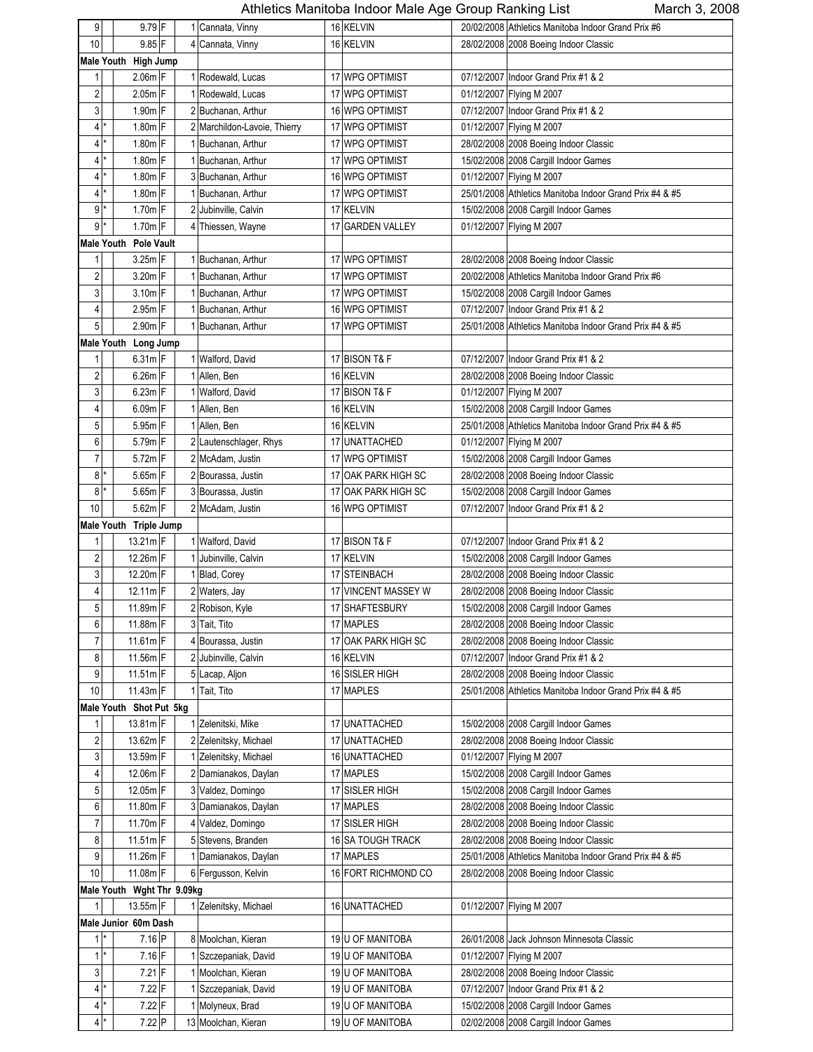# Athletics Manitoba Indoor Male Age Group Ranking List

March 3, 2008

| Rank | | Mark | | Place | Name | Age | Club | Date | Meet |
|---|---|---|---|---|---|---|---|---|---|
| 9 | | 9.79 | F | 1 | Cannata, Vinny | 16 | KELVIN | 20/02/2008 | Athletics Manitoba Indoor Grand Prix #6 |
| 10 | | 9.85 | F | 4 | Cannata, Vinny | 16 | KELVIN | 28/02/2008 | 2008 Boeing Indoor Classic |
| **Male Youth High Jump** | | | | | | | | | |
| 1 | | 2.06m | F | 1 | Rodewald, Lucas | 17 | WPG OPTIMIST | 07/12/2007 | Indoor Grand Prix #1 & 2 |
| 2 | | 2.05m | F | 1 | Rodewald, Lucas | 17 | WPG OPTIMIST | 01/12/2007 | Flying M 2007 |
| 3 | | 1.90m | F | 2 | Buchanan, Arthur | 16 | WPG OPTIMIST | 07/12/2007 | Indoor Grand Prix #1 & 2 |
| 4 | * | 1.80m | F | 2 | Marchildon-Lavoie, Thierry | 17 | WPG OPTIMIST | 01/12/2007 | Flying M 2007 |
| 4 | * | 1.80m | F | 1 | Buchanan, Arthur | 17 | WPG OPTIMIST | 28/02/2008 | 2008 Boeing Indoor Classic |
| 4 | * | 1.80m | F | 1 | Buchanan, Arthur | 17 | WPG OPTIMIST | 15/02/2008 | 2008 Cargill Indoor Games |
| 4 | * | 1.80m | F | 3 | Buchanan, Arthur | 16 | WPG OPTIMIST | 01/12/2007 | Flying M 2007 |
| 4 | * | 1.80m | F | 1 | Buchanan, Arthur | 17 | WPG OPTIMIST | 25/01/2008 | Athletics Manitoba Indoor Grand Prix #4 & #5 |
| 9 | * | 1.70m | F | 2 | Jubinville, Calvin | 17 | KELVIN | 15/02/2008 | 2008 Cargill Indoor Games |
| 9 | * | 1.70m | F | 4 | Thiessen, Wayne | 17 | GARDEN VALLEY | 01/12/2007 | Flying M 2007 |
| **Male Youth Pole Vault** | | | | | | | | | |
| 1 | | 3.25m | F | 1 | Buchanan, Arthur | 17 | WPG OPTIMIST | 28/02/2008 | 2008 Boeing Indoor Classic |
| 2 | | 3.20m | F | 1 | Buchanan, Arthur | 17 | WPG OPTIMIST | 20/02/2008 | Athletics Manitoba Indoor Grand Prix #6 |
| 3 | | 3.10m | F | 1 | Buchanan, Arthur | 17 | WPG OPTIMIST | 15/02/2008 | 2008 Cargill Indoor Games |
| 4 | | 2.95m | F | 1 | Buchanan, Arthur | 16 | WPG OPTIMIST | 07/12/2007 | Indoor Grand Prix #1 & 2 |
| 5 | | 2.90m | F | 1 | Buchanan, Arthur | 17 | WPG OPTIMIST | 25/01/2008 | Athletics Manitoba Indoor Grand Prix #4 & #5 |
| **Male Youth Long Jump** | | | | | | | | | |
| 1 | | 6.31m | F | 1 | Walford, David | 17 | BISON T& F | 07/12/2007 | Indoor Grand Prix #1 & 2 |
| 2 | | 6.26m | F | 1 | Allen, Ben | 16 | KELVIN | 28/02/2008 | 2008 Boeing Indoor Classic |
| 3 | | 6.23m | F | 1 | Walford, David | 17 | BISON T& F | 01/12/2007 | Flying M 2007 |
| 4 | | 6.09m | F | 1 | Allen, Ben | 16 | KELVIN | 15/02/2008 | 2008 Cargill Indoor Games |
| 5 | | 5.95m | F | 1 | Allen, Ben | 16 | KELVIN | 25/01/2008 | Athletics Manitoba Indoor Grand Prix #4 & #5 |
| 6 | | 5.79m | F | 2 | Lautenschlager, Rhys | 17 | UNATTACHED | 01/12/2007 | Flying M 2007 |
| 7 | | 5.72m | F | 2 | McAdam, Justin | 17 | WPG OPTIMIST | 15/02/2008 | 2008 Cargill Indoor Games |
| 8 | * | 5.65m | F | 2 | Bourassa, Justin | 17 | OAK PARK HIGH SC | 28/02/2008 | 2008 Boeing Indoor Classic |
| 8 | * | 5.65m | F | 3 | Bourassa, Justin | 17 | OAK PARK HIGH SC | 15/02/2008 | 2008 Cargill Indoor Games |
| 10 | | 5.62m | F | 2 | McAdam, Justin | 16 | WPG OPTIMIST | 07/12/2007 | Indoor Grand Prix #1 & 2 |
| **Male Youth Triple Jump** | | | | | | | | | |
| 1 | | 13.21m | F | 1 | Walford, David | 17 | BISON T& F | 07/12/2007 | Indoor Grand Prix #1 & 2 |
| 2 | | 12.26m | F | 1 | Jubinville, Calvin | 17 | KELVIN | 15/02/2008 | 2008 Cargill Indoor Games |
| 3 | | 12.20m | F | 1 | Blad, Corey | 17 | STEINBACH | 28/02/2008 | 2008 Boeing Indoor Classic |
| 4 | | 12.11m | F | 2 | Waters, Jay | 17 | VINCENT MASSEY W | 28/02/2008 | 2008 Boeing Indoor Classic |
| 5 | | 11.89m | F | 2 | Robison, Kyle | 17 | SHAFTESBURY | 15/02/2008 | 2008 Cargill Indoor Games |
| 6 | | 11.88m | F | 3 | Tait, Tito | 17 | MAPLES | 28/02/2008 | 2008 Boeing Indoor Classic |
| 7 | | 11.61m | F | 4 | Bourassa, Justin | 17 | OAK PARK HIGH SC | 28/02/2008 | 2008 Boeing Indoor Classic |
| 8 | | 11.56m | F | 2 | Jubinville, Calvin | 16 | KELVIN | 07/12/2007 | Indoor Grand Prix #1 & 2 |
| 9 | | 11.51m | F | 5 | Lacap, Aljon | 16 | SISLER HIGH | 28/02/2008 | 2008 Boeing Indoor Classic |
| 10 | | 11.43m | F | 1 | Tait, Tito | 17 | MAPLES | 25/01/2008 | Athletics Manitoba Indoor Grand Prix #4 & #5 |
| **Male Youth Shot Put 5kg** | | | | | | | | | |
| 1 | | 13.81m | F | 1 | Zelenitski, Mike | 17 | UNATTACHED | 15/02/2008 | 2008 Cargill Indoor Games |
| 2 | | 13.62m | F | 2 | Zelenitsky, Michael | 17 | UNATTACHED | 28/02/2008 | 2008 Boeing Indoor Classic |
| 3 | | 13.59m | F | 1 | Zelenitsky, Michael | 16 | UNATTACHED | 01/12/2007 | Flying M 2007 |
| 4 | | 12.06m | F | 2 | Damianakos, Daylan | 17 | MAPLES | 15/02/2008 | 2008 Cargill Indoor Games |
| 5 | | 12.05m | F | 3 | Valdez, Domingo | 17 | SISLER HIGH | 15/02/2008 | 2008 Cargill Indoor Games |
| 6 | | 11.80m | F | 3 | Damianakos, Daylan | 17 | MAPLES | 28/02/2008 | 2008 Boeing Indoor Classic |
| 7 | | 11.70m | F | 4 | Valdez, Domingo | 17 | SISLER HIGH | 28/02/2008 | 2008 Boeing Indoor Classic |
| 8 | | 11.51m | F | 5 | Stevens, Branden | 16 | SA TOUGH TRACK | 28/02/2008 | 2008 Boeing Indoor Classic |
| 9 | | 11.26m | F | 1 | Damianakos, Daylan | 17 | MAPLES | 25/01/2008 | Athletics Manitoba Indoor Grand Prix #4 & #5 |
| 10 | | 11.08m | F | 6 | Fergusson, Kelvin | 16 | FORT RICHMOND CO | 28/02/2008 | 2008 Boeing Indoor Classic |
| **Male Youth Wght Thr 9.09kg** | | | | | | | | | |
| 1 | | 13.55m | F | 1 | Zelenitsky, Michael | 16 | UNATTACHED | 01/12/2007 | Flying M 2007 |
| **Male Junior 60m Dash** | | | | | | | | | |
| 1 | * | 7.16 | P | 8 | Moolchan, Kieran | 19 | U OF MANITOBA | 26/01/2008 | Jack Johnson Minnesota Classic |
| 1 | * | 7.16 | F | 1 | Szczepaniak, David | 19 | U OF MANITOBA | 01/12/2007 | Flying M 2007 |
| 3 | | 7.21 | F | 1 | Moolchan, Kieran | 19 | U OF MANITOBA | 28/02/2008 | 2008 Boeing Indoor Classic |
| 4 | * | 7.22 | F | 1 | Szczepaniak, David | 19 | U OF MANITOBA | 07/12/2007 | Indoor Grand Prix #1 & 2 |
| 4 | * | 7.22 | F | 1 | Molyneux, Brad | 19 | U OF MANITOBA | 15/02/2008 | 2008 Cargill Indoor Games |
| 4 | * | 7.22 | P | 13 | Moolchan, Kieran | 19 | U OF MANITOBA | 02/02/2008 | 2008 Cargill Indoor Games |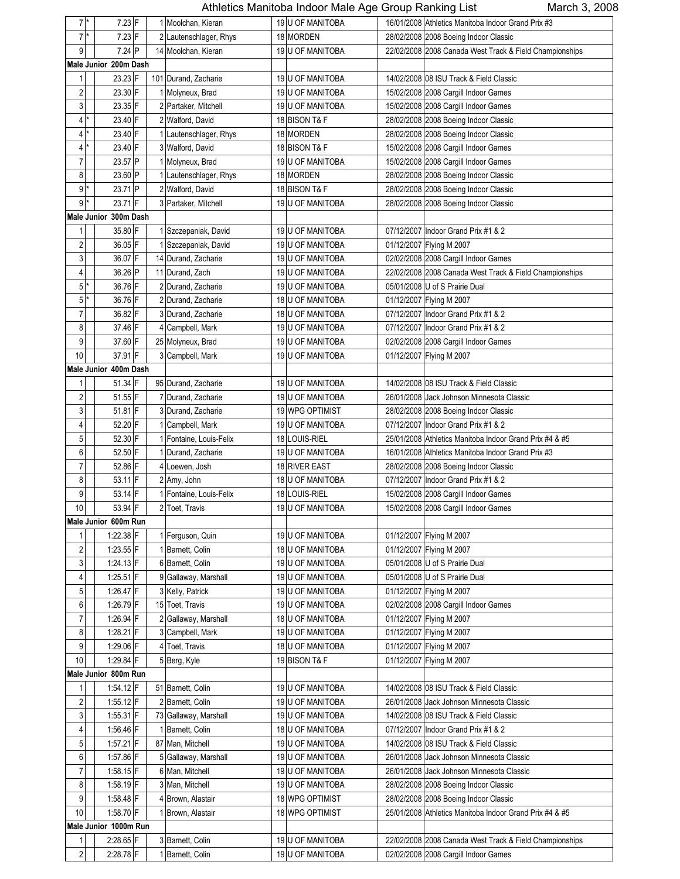## Athletics Manitoba Indoor Male Age Group Ranking List

March 3, 2008

| Rank | Tie | Mark | F/P | Place | Name | Age | Club | Date | Meet |
|---|---|---|---|---|---|---|---|---|---|
| 7 | * | 7.23 | F | 1 | Moolchan, Kieran | 19 | U OF MANITOBA | 16/01/2008 | Athletics Manitoba Indoor Grand Prix #3 |
| 7 | * | 7.23 | F | 2 | Lautenschlager, Rhys | 18 | MORDEN | 28/02/2008 | 2008 Boeing Indoor Classic |
| 9 | | 7.24 | P | 14 | Moolchan, Kieran | 19 | U OF MANITOBA | 22/02/2008 | 2008 Canada West Track & Field Championships |
| **Male Junior 200m Dash** | | | | | | | | | |
| 1 | | 23.23 | F | 101 | Durand, Zacharie | 19 | U OF MANITOBA | 14/02/2008 | 08 ISU Track & Field Classic |
| 2 | | 23.30 | F | 1 | Molyneux, Brad | 19 | U OF MANITOBA | 15/02/2008 | 2008 Cargill Indoor Games |
| 3 | | 23.35 | F | 2 | Partaker, Mitchell | 19 | U OF MANITOBA | 15/02/2008 | 2008 Cargill Indoor Games |
| 4 | * | 23.40 | F | 2 | Walford, David | 18 | BISON T& F | 28/02/2008 | 2008 Boeing Indoor Classic |
| 4 | * | 23.40 | F | 1 | Lautenschlager, Rhys | 18 | MORDEN | 28/02/2008 | 2008 Boeing Indoor Classic |
| 4 | * | 23.40 | F | 3 | Walford, David | 18 | BISON T& F | 15/02/2008 | 2008 Cargill Indoor Games |
| 7 | | 23.57 | P | 1 | Molyneux, Brad | 19 | U OF MANITOBA | 15/02/2008 | 2008 Cargill Indoor Games |
| 8 | | 23.60 | P | 1 | Lautenschlager, Rhys | 18 | MORDEN | 28/02/2008 | 2008 Boeing Indoor Classic |
| 9 | * | 23.71 | P | 2 | Walford, David | 18 | BISON T& F | 28/02/2008 | 2008 Boeing Indoor Classic |
| 9 | * | 23.71 | F | 3 | Partaker, Mitchell | 19 | U OF MANITOBA | 28/02/2008 | 2008 Boeing Indoor Classic |
| **Male Junior 300m Dash** | | | | | | | | | |
| 1 | | 35.80 | F | 1 | Szczepaniak, David | 19 | U OF MANITOBA | 07/12/2007 | Indoor Grand Prix #1 & 2 |
| 2 | | 36.05 | F | 1 | Szczepaniak, David | 19 | U OF MANITOBA | 01/12/2007 | Flying M 2007 |
| 3 | | 36.07 | F | 14 | Durand, Zacharie | 19 | U OF MANITOBA | 02/02/2008 | 2008 Cargill Indoor Games |
| 4 | | 36.26 | P | 11 | Durand, Zach | 19 | U OF MANITOBA | 22/02/2008 | 2008 Canada West Track & Field Championships |
| 5 | * | 36.76 | F | 2 | Durand, Zacharie | 19 | U OF MANITOBA | 05/01/2008 | U of S Prairie Dual |
| 5 | * | 36.76 | F | 2 | Durand, Zacharie | 18 | U OF MANITOBA | 01/12/2007 | Flying M 2007 |
| 7 | | 36.82 | F | 3 | Durand, Zacharie | 18 | U OF MANITOBA | 07/12/2007 | Indoor Grand Prix #1 & 2 |
| 8 | | 37.46 | F | 4 | Campbell, Mark | 19 | U OF MANITOBA | 07/12/2007 | Indoor Grand Prix #1 & 2 |
| 9 | | 37.60 | F | 25 | Molyneux, Brad | 19 | U OF MANITOBA | 02/02/2008 | 2008 Cargill Indoor Games |
| 10 | | 37.91 | F | 3 | Campbell, Mark | 19 | U OF MANITOBA | 01/12/2007 | Flying M 2007 |
| **Male Junior 400m Dash** | | | | | | | | | |
| 1 | | 51.34 | F | 95 | Durand, Zacharie | 19 | U OF MANITOBA | 14/02/2008 | 08 ISU Track & Field Classic |
| 2 | | 51.55 | F | 7 | Durand, Zacharie | 19 | U OF MANITOBA | 26/01/2008 | Jack Johnson Minnesota Classic |
| 3 | | 51.81 | F | 3 | Durand, Zacharie | 19 | WPG OPTIMIST | 28/02/2008 | 2008 Boeing Indoor Classic |
| 4 | | 52.20 | F | 1 | Campbell, Mark | 19 | U OF MANITOBA | 07/12/2007 | Indoor Grand Prix #1 & 2 |
| 5 | | 52.30 | F | 1 | Fontaine, Louis-Felix | 18 | LOUIS-RIEL | 25/01/2008 | Athletics Manitoba Indoor Grand Prix #4 & #5 |
| 6 | | 52.50 | F | 1 | Durand, Zacharie | 19 | U OF MANITOBA | 16/01/2008 | Athletics Manitoba Indoor Grand Prix #3 |
| 7 | | 52.86 | F | 4 | Loewen, Josh | 18 | RIVER EAST | 28/02/2008 | 2008 Boeing Indoor Classic |
| 8 | | 53.11 | F | 2 | Amy, John | 18 | U OF MANITOBA | 07/12/2007 | Indoor Grand Prix #1 & 2 |
| 9 | | 53.14 | F | 1 | Fontaine, Louis-Felix | 18 | LOUIS-RIEL | 15/02/2008 | 2008 Cargill Indoor Games |
| 10 | | 53.94 | F | 2 | Toet, Travis | 19 | U OF MANITOBA | 15/02/2008 | 2008 Cargill Indoor Games |
| **Male Junior 600m Run** | | | | | | | | | |
| 1 | | 1:22.38 | F | 1 | Ferguson, Quin | 19 | U OF MANITOBA | 01/12/2007 | Flying M 2007 |
| 2 | | 1:23.55 | F | 1 | Barnett, Colin | 18 | U OF MANITOBA | 01/12/2007 | Flying M 2007 |
| 3 | | 1:24.13 | F | 6 | Barnett, Colin | 19 | U OF MANITOBA | 05/01/2008 | U of S Prairie Dual |
| 4 | | 1:25.51 | F | 9 | Gallaway, Marshall | 19 | U OF MANITOBA | 05/01/2008 | U of S Prairie Dual |
| 5 | | 1:26.47 | F | 3 | Kelly, Patrick | 19 | U OF MANITOBA | 01/12/2007 | Flying M 2007 |
| 6 | | 1:26.79 | F | 15 | Toet, Travis | 19 | U OF MANITOBA | 02/02/2008 | 2008 Cargill Indoor Games |
| 7 | | 1:26.94 | F | 2 | Gallaway, Marshall | 18 | U OF MANITOBA | 01/12/2007 | Flying M 2007 |
| 8 | | 1:28.21 | F | 3 | Campbell, Mark | 19 | U OF MANITOBA | 01/12/2007 | Flying M 2007 |
| 9 | | 1:29.06 | F | 4 | Toet, Travis | 18 | U OF MANITOBA | 01/12/2007 | Flying M 2007 |
| 10 | | 1:29.84 | F | 5 | Berg, Kyle | 19 | BISON T& F | 01/12/2007 | Flying M 2007 |
| **Male Junior 800m Run** | | | | | | | | | |
| 1 | | 1:54.12 | F | 51 | Barnett, Colin | 19 | U OF MANITOBA | 14/02/2008 | 08 ISU Track & Field Classic |
| 2 | | 1:55.12 | F | 2 | Barnett, Colin | 19 | U OF MANITOBA | 26/01/2008 | Jack Johnson Minnesota Classic |
| 3 | | 1:55.31 | F | 73 | Gallaway, Marshall | 19 | U OF MANITOBA | 14/02/2008 | 08 ISU Track & Field Classic |
| 4 | | 1:56.46 | F | 1 | Barnett, Colin | 18 | U OF MANITOBA | 07/12/2007 | Indoor Grand Prix #1 & 2 |
| 5 | | 1:57.21 | F | 87 | Man, Mitchell | 19 | U OF MANITOBA | 14/02/2008 | 08 ISU Track & Field Classic |
| 6 | | 1:57.86 | F | 5 | Gallaway, Marshall | 19 | U OF MANITOBA | 26/01/2008 | Jack Johnson Minnesota Classic |
| 7 | | 1:58.15 | F | 6 | Man, Mitchell | 19 | U OF MANITOBA | 26/01/2008 | Jack Johnson Minnesota Classic |
| 8 | | 1:58.19 | F | 3 | Man, Mitchell | 19 | U OF MANITOBA | 28/02/2008 | 2008 Boeing Indoor Classic |
| 9 | | 1:58.48 | F | 4 | Brown, Alastair | 18 | WPG OPTIMIST | 28/02/2008 | 2008 Boeing Indoor Classic |
| 10 | | 1:58.70 | F | 1 | Brown, Alastair | 18 | WPG OPTIMIST | 25/01/2008 | Athletics Manitoba Indoor Grand Prix #4 & #5 |
| **Male Junior 1000m Run** | | | | | | | | | |
| 1 | | 2:28.65 | F | 3 | Barnett, Colin | 19 | U OF MANITOBA | 22/02/2008 | 2008 Canada West Track & Field Championships |
| 2 | | 2:28.78 | F | 1 | Barnett, Colin | 19 | U OF MANITOBA | 02/02/2008 | 2008 Cargill Indoor Games |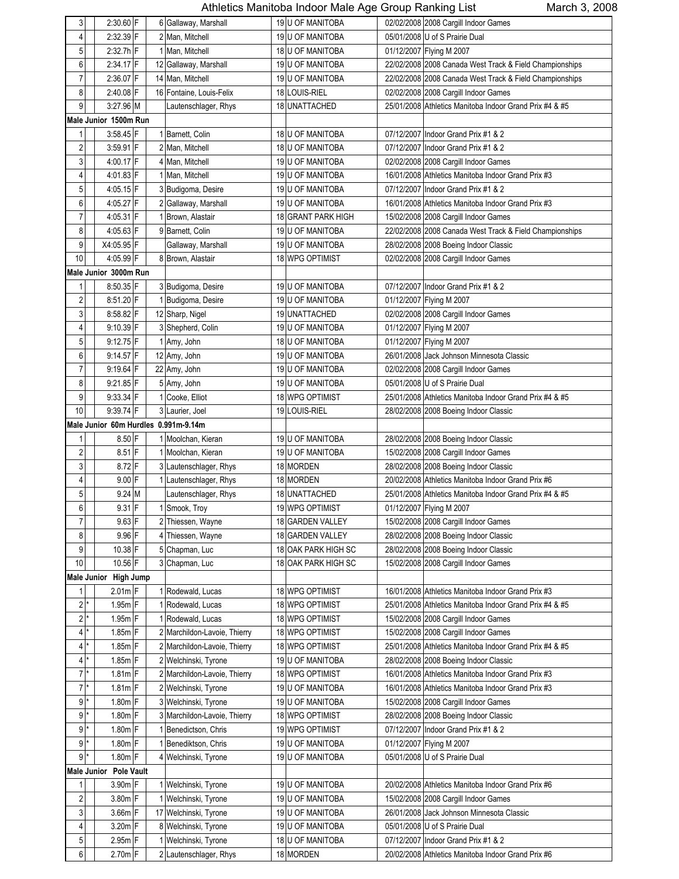# Athletics Manitoba Indoor Male Age Group Ranking List

March 3, 2008

| Rank | | Mark | | Place | Name | Age | Club | Date | Meet |
|---|---|---|---|---|---|---|---|---|---|
| 3 | | 2:30.60 | F | 6 | Gallaway, Marshall | 19 | U OF MANITOBA | 02/02/2008 | 2008 Cargill Indoor Games |
| 4 | | 2:32.39 | F | 2 | Man, Mitchell | 19 | U OF MANITOBA | 05/01/2008 | U of S Prairie Dual |
| 5 | | 2:32.7h | F | 1 | Man, Mitchell | 18 | U OF MANITOBA | 01/12/2007 | Flying M 2007 |
| 6 | | 2:34.17 | F | 12 | Gallaway, Marshall | 19 | U OF MANITOBA | 22/02/2008 | 2008 Canada West Track & Field Championships |
| 7 | | 2:36.07 | F | 14 | Man, Mitchell | 19 | U OF MANITOBA | 22/02/2008 | 2008 Canada West Track & Field Championships |
| 8 | | 2:40.08 | F | 16 | Fontaine, Louis-Felix | 18 | LOUIS-RIEL | 02/02/2008 | 2008 Cargill Indoor Games |
| 9 | | 3:27.96 | M | | Lautenschlager, Rhys | 18 | UNATTACHED | 25/01/2008 | Athletics Manitoba Indoor Grand Prix #4 & #5 |
| **Male Junior 1500m Run** | | | | | | | | | |
| 1 | | 3:58.45 | F | 1 | Barnett, Colin | 18 | U OF MANITOBA | 07/12/2007 | Indoor Grand Prix #1 & 2 |
| 2 | | 3:59.91 | F | 2 | Man, Mitchell | 18 | U OF MANITOBA | 07/12/2007 | Indoor Grand Prix #1 & 2 |
| 3 | | 4:00.17 | F | 4 | Man, Mitchell | 19 | U OF MANITOBA | 02/02/2008 | 2008 Cargill Indoor Games |
| 4 | | 4:01.83 | F | 1 | Man, Mitchell | 19 | U OF MANITOBA | 16/01/2008 | Athletics Manitoba Indoor Grand Prix #3 |
| 5 | | 4:05.15 | F | 3 | Budigoma, Desire | 19 | U OF MANITOBA | 07/12/2007 | Indoor Grand Prix #1 & 2 |
| 6 | | 4:05.27 | F | 2 | Gallaway, Marshall | 19 | U OF MANITOBA | 16/01/2008 | Athletics Manitoba Indoor Grand Prix #3 |
| 7 | | 4:05.31 | F | 1 | Brown, Alastair | 18 | GRANT PARK HIGH | 15/02/2008 | 2008 Cargill Indoor Games |
| 8 | | 4:05.63 | F | 9 | Barnett, Colin | 19 | U OF MANITOBA | 22/02/2008 | 2008 Canada West Track & Field Championships |
| 9 | | X4:05.95 | F | | Gallaway, Marshall | 19 | U OF MANITOBA | 28/02/2008 | 2008 Boeing Indoor Classic |
| 10 | | 4:05.99 | F | 8 | Brown, Alastair | 18 | WPG OPTIMIST | 02/02/2008 | 2008 Cargill Indoor Games |
| **Male Junior 3000m Run** | | | | | | | | | |
| 1 | | 8:50.35 | F | 3 | Budigoma, Desire | 19 | U OF MANITOBA | 07/12/2007 | Indoor Grand Prix #1 & 2 |
| 2 | | 8:51.20 | F | 1 | Budigoma, Desire | 19 | U OF MANITOBA | 01/12/2007 | Flying M 2007 |
| 3 | | 8:58.82 | F | 12 | Sharp, Nigel | 19 | UNATTACHED | 02/02/2008 | 2008 Cargill Indoor Games |
| 4 | | 9:10.39 | F | 3 | Shepherd, Colin | 19 | U OF MANITOBA | 01/12/2007 | Flying M 2007 |
| 5 | | 9:12.75 | F | 1 | Amy, John | 18 | U OF MANITOBA | 01/12/2007 | Flying M 2007 |
| 6 | | 9:14.57 | F | 12 | Amy, John | 19 | U OF MANITOBA | 26/01/2008 | Jack Johnson Minnesota Classic |
| 7 | | 9:19.64 | F | 22 | Amy, John | 19 | U OF MANITOBA | 02/02/2008 | 2008 Cargill Indoor Games |
| 8 | | 9:21.85 | F | 5 | Amy, John | 19 | U OF MANITOBA | 05/01/2008 | U of S Prairie Dual |
| 9 | | 9:33.34 | F | 1 | Cooke, Elliot | 18 | WPG OPTIMIST | 25/01/2008 | Athletics Manitoba Indoor Grand Prix #4 & #5 |
| 10 | | 9:39.74 | F | 3 | Laurier, Joel | 19 | LOUIS-RIEL | 28/02/2008 | 2008 Boeing Indoor Classic |
| **Male Junior 60m Hurdles 0.991m-9.14m** | | | | | | | | | |
| 1 | | 8.50 | F | 1 | Moolchan, Kieran | 19 | U OF MANITOBA | 28/02/2008 | 2008 Boeing Indoor Classic |
| 2 | | 8.51 | F | 1 | Moolchan, Kieran | 19 | U OF MANITOBA | 15/02/2008 | 2008 Cargill Indoor Games |
| 3 | | 8.72 | F | 3 | Lautenschlager, Rhys | 18 | MORDEN | 28/02/2008 | 2008 Boeing Indoor Classic |
| 4 | | 9.00 | F | 1 | Lautenschlager, Rhys | 18 | MORDEN | 20/02/2008 | Athletics Manitoba Indoor Grand Prix #6 |
| 5 | | 9.24 | M | | Lautenschlager, Rhys | 18 | UNATTACHED | 25/01/2008 | Athletics Manitoba Indoor Grand Prix #4 & #5 |
| 6 | | 9.31 | F | 1 | Smook, Troy | 19 | WPG OPTIMIST | 01/12/2007 | Flying M 2007 |
| 7 | | 9.63 | F | 2 | Thiessen, Wayne | 18 | GARDEN VALLEY | 15/02/2008 | 2008 Cargill Indoor Games |
| 8 | | 9.96 | F | 4 | Thiessen, Wayne | 18 | GARDEN VALLEY | 28/02/2008 | 2008 Boeing Indoor Classic |
| 9 | | 10.38 | F | 5 | Chapman, Luc | 18 | OAK PARK HIGH SC | 28/02/2008 | 2008 Boeing Indoor Classic |
| 10 | | 10.56 | F | 3 | Chapman, Luc | 18 | OAK PARK HIGH SC | 15/02/2008 | 2008 Cargill Indoor Games |
| **Male Junior High Jump** | | | | | | | | | |
| 1 | | 2.01m | F | 1 | Rodewald, Lucas | 18 | WPG OPTIMIST | 16/01/2008 | Athletics Manitoba Indoor Grand Prix #3 |
| 2 | * | 1.95m | F | 1 | Rodewald, Lucas | 18 | WPG OPTIMIST | 25/01/2008 | Athletics Manitoba Indoor Grand Prix #4 & #5 |
| 2 | * | 1.95m | F | 1 | Rodewald, Lucas | 18 | WPG OPTIMIST | 15/02/2008 | 2008 Cargill Indoor Games |
| 4 | * | 1.85m | F | 2 | Marchildon-Lavoie, Thierry | 18 | WPG OPTIMIST | 15/02/2008 | 2008 Cargill Indoor Games |
| 4 | * | 1.85m | F | 2 | Marchildon-Lavoie, Thierry | 18 | WPG OPTIMIST | 25/01/2008 | Athletics Manitoba Indoor Grand Prix #4 & #5 |
| 4 | * | 1.85m | F | 2 | Welchinski, Tyrone | 19 | U OF MANITOBA | 28/02/2008 | 2008 Boeing Indoor Classic |
| 7 | * | 1.81m | F | 2 | Marchildon-Lavoie, Thierry | 18 | WPG OPTIMIST | 16/01/2008 | Athletics Manitoba Indoor Grand Prix #3 |
| 7 | * | 1.81m | F | 2 | Welchinski, Tyrone | 19 | U OF MANITOBA | 16/01/2008 | Athletics Manitoba Indoor Grand Prix #3 |
| 9 | * | 1.80m | F | 3 | Welchinski, Tyrone | 19 | U OF MANITOBA | 15/02/2008 | 2008 Cargill Indoor Games |
| 9 | * | 1.80m | F | 3 | Marchildon-Lavoie, Thierry | 18 | WPG OPTIMIST | 28/02/2008 | 2008 Boeing Indoor Classic |
| 9 | * | 1.80m | F | 1 | Benedictson, Chris | 19 | WPG OPTIMIST | 07/12/2007 | Indoor Grand Prix #1 & 2 |
| 9 | * | 1.80m | F | 1 | Benediktson, Chris | 19 | U OF MANITOBA | 01/12/2007 | Flying M 2007 |
| 9 | * | 1.80m | F | 4 | Welchinski, Tyrone | 19 | U OF MANITOBA | 05/01/2008 | U of S Prairie Dual |
| **Male Junior Pole Vault** | | | | | | | | | |
| 1 | | 3.90m | F | 1 | Welchinski, Tyrone | 19 | U OF MANITOBA | 20/02/2008 | Athletics Manitoba Indoor Grand Prix #6 |
| 2 | | 3.80m | F | 1 | Welchinski, Tyrone | 19 | U OF MANITOBA | 15/02/2008 | 2008 Cargill Indoor Games |
| 3 | | 3.66m | F | 17 | Welchinski, Tyrone | 19 | U OF MANITOBA | 26/01/2008 | Jack Johnson Minnesota Classic |
| 4 | | 3.20m | F | 8 | Welchinski, Tyrone | 19 | U OF MANITOBA | 05/01/2008 | U of S Prairie Dual |
| 5 | | 2.95m | F | 1 | Welchinski, Tyrone | 18 | U OF MANITOBA | 07/12/2007 | Indoor Grand Prix #1 & 2 |
| 6 | | 2.70m | F | 2 | Lautenschlager, Rhys | 18 | MORDEN | 20/02/2008 | Athletics Manitoba Indoor Grand Prix #6 |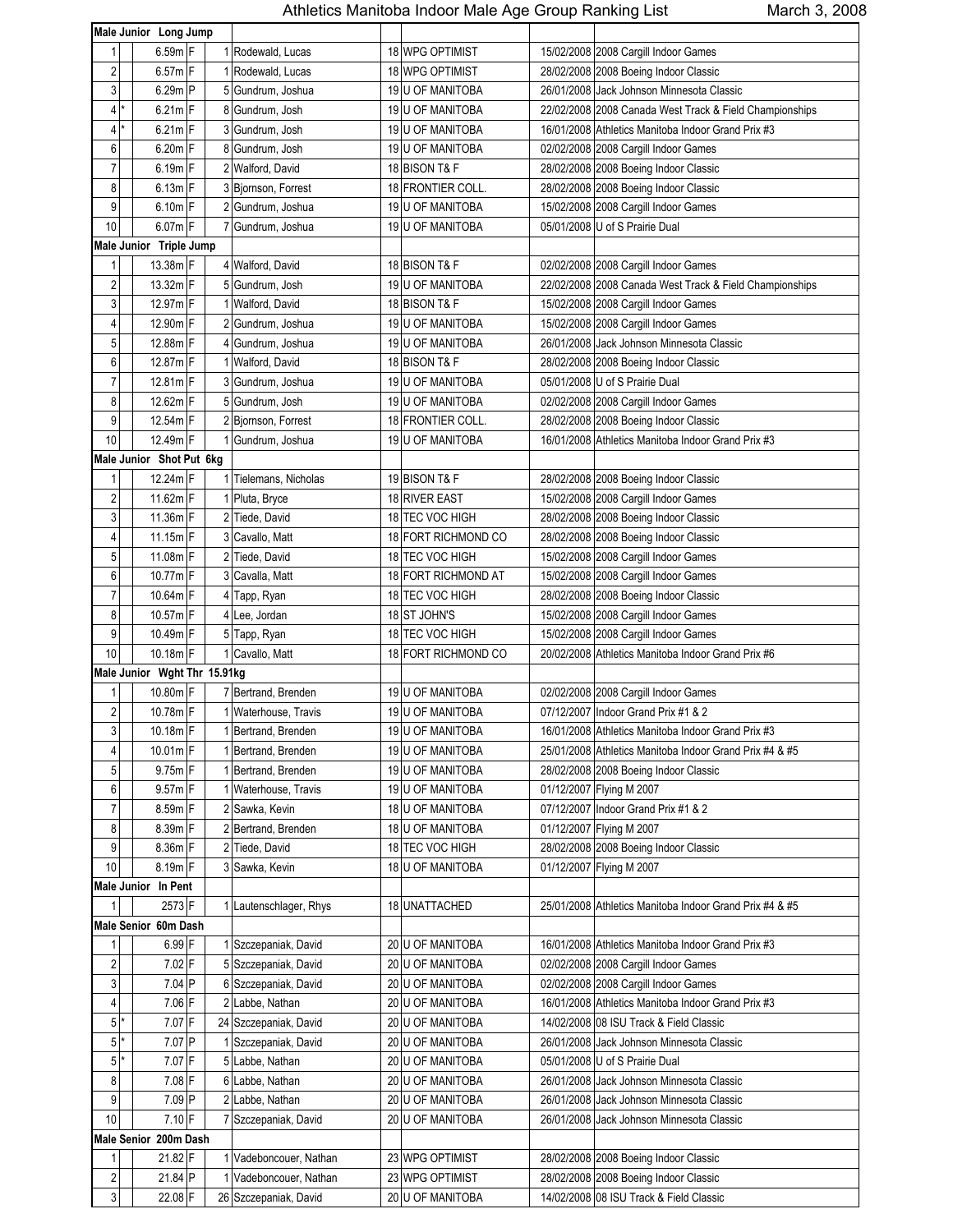# Athletics Manitoba Indoor Male Age Group Ranking List

March 3, 2008

| Rank | Tie | Mark | Type | Place | Name | Age | Club | Date | Meet |
|---|---|---|---|---|---|---|---|---|---|
| **Male Junior Long Jump** | | | | | | | | | |
| 1 | | 6.59m | F | 1 | Rodewald, Lucas | 18 | WPG OPTIMIST | 15/02/2008 | 2008 Cargill Indoor Games |
| 2 | | 6.57m | F | 1 | Rodewald, Lucas | 18 | WPG OPTIMIST | 28/02/2008 | 2008 Boeing Indoor Classic |
| 3 | | 6.29m | P | 5 | Gundrum, Joshua | 19 | U OF MANITOBA | 26/01/2008 | Jack Johnson Minnesota Classic |
| 4 | * | 6.21m | F | 8 | Gundrum, Josh | 19 | U OF MANITOBA | 22/02/2008 | 2008 Canada West Track & Field Championships |
| 4 | * | 6.21m | F | 3 | Gundrum, Josh | 19 | U OF MANITOBA | 16/01/2008 | Athletics Manitoba Indoor Grand Prix #3 |
| 6 | | 6.20m | F | 8 | Gundrum, Josh | 19 | U OF MANITOBA | 02/02/2008 | 2008 Cargill Indoor Games |
| 7 | | 6.19m | F | 2 | Walford, David | 18 | BISON T& F | 28/02/2008 | 2008 Boeing Indoor Classic |
| 8 | | 6.13m | F | 3 | Bjornson, Forrest | 18 | FRONTIER COLL. | 28/02/2008 | 2008 Boeing Indoor Classic |
| 9 | | 6.10m | F | 2 | Gundrum, Joshua | 19 | U OF MANITOBA | 15/02/2008 | 2008 Cargill Indoor Games |
| 10 | | 6.07m | F | 7 | Gundrum, Joshua | 19 | U OF MANITOBA | 05/01/2008 | U of S Prairie Dual |
| **Male Junior Triple Jump** | | | | | | | | | |
| 1 | | 13.38m | F | 4 | Walford, David | 18 | BISON T& F | 02/02/2008 | 2008 Cargill Indoor Games |
| 2 | | 13.32m | F | 5 | Gundrum, Josh | 19 | U OF MANITOBA | 22/02/2008 | 2008 Canada West Track & Field Championships |
| 3 | | 12.97m | F | 1 | Walford, David | 18 | BISON T& F | 15/02/2008 | 2008 Cargill Indoor Games |
| 4 | | 12.90m | F | 2 | Gundrum, Joshua | 19 | U OF MANITOBA | 15/02/2008 | 2008 Cargill Indoor Games |
| 5 | | 12.88m | F | 4 | Gundrum, Joshua | 19 | U OF MANITOBA | 26/01/2008 | Jack Johnson Minnesota Classic |
| 6 | | 12.87m | F | 1 | Walford, David | 18 | BISON T& F | 28/02/2008 | 2008 Boeing Indoor Classic |
| 7 | | 12.81m | F | 3 | Gundrum, Joshua | 19 | U OF MANITOBA | 05/01/2008 | U of S Prairie Dual |
| 8 | | 12.62m | F | 5 | Gundrum, Josh | 19 | U OF MANITOBA | 02/02/2008 | 2008 Cargill Indoor Games |
| 9 | | 12.54m | F | 2 | Bjornson, Forrest | 18 | FRONTIER COLL. | 28/02/2008 | 2008 Boeing Indoor Classic |
| 10 | | 12.49m | F | 1 | Gundrum, Joshua | 19 | U OF MANITOBA | 16/01/2008 | Athletics Manitoba Indoor Grand Prix #3 |
| **Male Junior Shot Put 6kg** | | | | | | | | | |
| 1 | | 12.24m | F | 1 | Tielemans, Nicholas | 19 | BISON T& F | 28/02/2008 | 2008 Boeing Indoor Classic |
| 2 | | 11.62m | F | 1 | Pluta, Bryce | 18 | RIVER EAST | 15/02/2008 | 2008 Cargill Indoor Games |
| 3 | | 11.36m | F | 2 | Tiede, David | 18 | TEC VOC HIGH | 28/02/2008 | 2008 Boeing Indoor Classic |
| 4 | | 11.15m | F | 3 | Cavallo, Matt | 18 | FORT RICHMOND CO | 28/02/2008 | 2008 Boeing Indoor Classic |
| 5 | | 11.08m | F | 2 | Tiede, David | 18 | TEC VOC HIGH | 15/02/2008 | 2008 Cargill Indoor Games |
| 6 | | 10.77m | F | 3 | Cavalla, Matt | 18 | FORT RICHMOND AT | 15/02/2008 | 2008 Cargill Indoor Games |
| 7 | | 10.64m | F | 4 | Tapp, Ryan | 18 | TEC VOC HIGH | 28/02/2008 | 2008 Boeing Indoor Classic |
| 8 | | 10.57m | F | 4 | Lee, Jordan | 18 | ST JOHN'S | 15/02/2008 | 2008 Cargill Indoor Games |
| 9 | | 10.49m | F | 5 | Tapp, Ryan | 18 | TEC VOC HIGH | 15/02/2008 | 2008 Cargill Indoor Games |
| 10 | | 10.18m | F | 1 | Cavallo, Matt | 18 | FORT RICHMOND CO | 20/02/2008 | Athletics Manitoba Indoor Grand Prix #6 |
| **Male Junior Wght Thr 15.91kg** | | | | | | | | | |
| 1 | | 10.80m | F | 7 | Bertrand, Brenden | 19 | U OF MANITOBA | 02/02/2008 | 2008 Cargill Indoor Games |
| 2 | | 10.78m | F | 1 | Waterhouse, Travis | 19 | U OF MANITOBA | 07/12/2007 | Indoor Grand Prix #1 & 2 |
| 3 | | 10.18m | F | 1 | Bertrand, Brenden | 19 | U OF MANITOBA | 16/01/2008 | Athletics Manitoba Indoor Grand Prix #3 |
| 4 | | 10.01m | F | 1 | Bertrand, Brenden | 19 | U OF MANITOBA | 25/01/2008 | Athletics Manitoba Indoor Grand Prix #4 & #5 |
| 5 | | 9.75m | F | 1 | Bertrand, Brenden | 19 | U OF MANITOBA | 28/02/2008 | 2008 Boeing Indoor Classic |
| 6 | | 9.57m | F | 1 | Waterhouse, Travis | 19 | U OF MANITOBA | 01/12/2007 | Flying M 2007 |
| 7 | | 8.59m | F | 2 | Sawka, Kevin | 18 | U OF MANITOBA | 07/12/2007 | Indoor Grand Prix #1 & 2 |
| 8 | | 8.39m | F | 2 | Bertrand, Brenden | 18 | U OF MANITOBA | 01/12/2007 | Flying M 2007 |
| 9 | | 8.36m | F | 2 | Tiede, David | 18 | TEC VOC HIGH | 28/02/2008 | 2008 Boeing Indoor Classic |
| 10 | | 8.19m | F | 3 | Sawka, Kevin | 18 | U OF MANITOBA | 01/12/2007 | Flying M 2007 |
| **Male Junior In Pent** | | | | | | | | | |
| 1 | | 2573 | F | 1 | Lautenschlager, Rhys | 18 | UNATTACHED | 25/01/2008 | Athletics Manitoba Indoor Grand Prix #4 & #5 |
| **Male Senior 60m Dash** | | | | | | | | | |
| 1 | | 6.99 | F | 1 | Szczepaniak, David | 20 | U OF MANITOBA | 16/01/2008 | Athletics Manitoba Indoor Grand Prix #3 |
| 2 | | 7.02 | F | 5 | Szczepaniak, David | 20 | U OF MANITOBA | 02/02/2008 | 2008 Cargill Indoor Games |
| 3 | | 7.04 | P | 6 | Szczepaniak, David | 20 | U OF MANITOBA | 02/02/2008 | 2008 Cargill Indoor Games |
| 4 | | 7.06 | F | 2 | Labbe, Nathan | 20 | U OF MANITOBA | 16/01/2008 | Athletics Manitoba Indoor Grand Prix #3 |
| 5 | * | 7.07 | F | 24 | Szczepaniak, David | 20 | U OF MANITOBA | 14/02/2008 | 08 ISU Track & Field Classic |
| 5 | * | 7.07 | P | 1 | Szczepaniak, David | 20 | U OF MANITOBA | 26/01/2008 | Jack Johnson Minnesota Classic |
| 5 | * | 7.07 | F | 5 | Labbe, Nathan | 20 | U OF MANITOBA | 05/01/2008 | U of S Prairie Dual |
| 8 | | 7.08 | F | 6 | Labbe, Nathan | 20 | U OF MANITOBA | 26/01/2008 | Jack Johnson Minnesota Classic |
| 9 | | 7.09 | P | 2 | Labbe, Nathan | 20 | U OF MANITOBA | 26/01/2008 | Jack Johnson Minnesota Classic |
| 10 | | 7.10 | F | 7 | Szczepaniak, David | 20 | U OF MANITOBA | 26/01/2008 | Jack Johnson Minnesota Classic |
| **Male Senior 200m Dash** | | | | | | | | | |
| 1 | | 21.82 | F | 1 | Vadeboncouer, Nathan | 23 | WPG OPTIMIST | 28/02/2008 | 2008 Boeing Indoor Classic |
| 2 | | 21.84 | P | 1 | Vadeboncouer, Nathan | 23 | WPG OPTIMIST | 28/02/2008 | 2008 Boeing Indoor Classic |
| 3 | | 22.08 | F | 26 | Szczepaniak, David | 20 | U OF MANITOBA | 14/02/2008 | 08 ISU Track & Field Classic |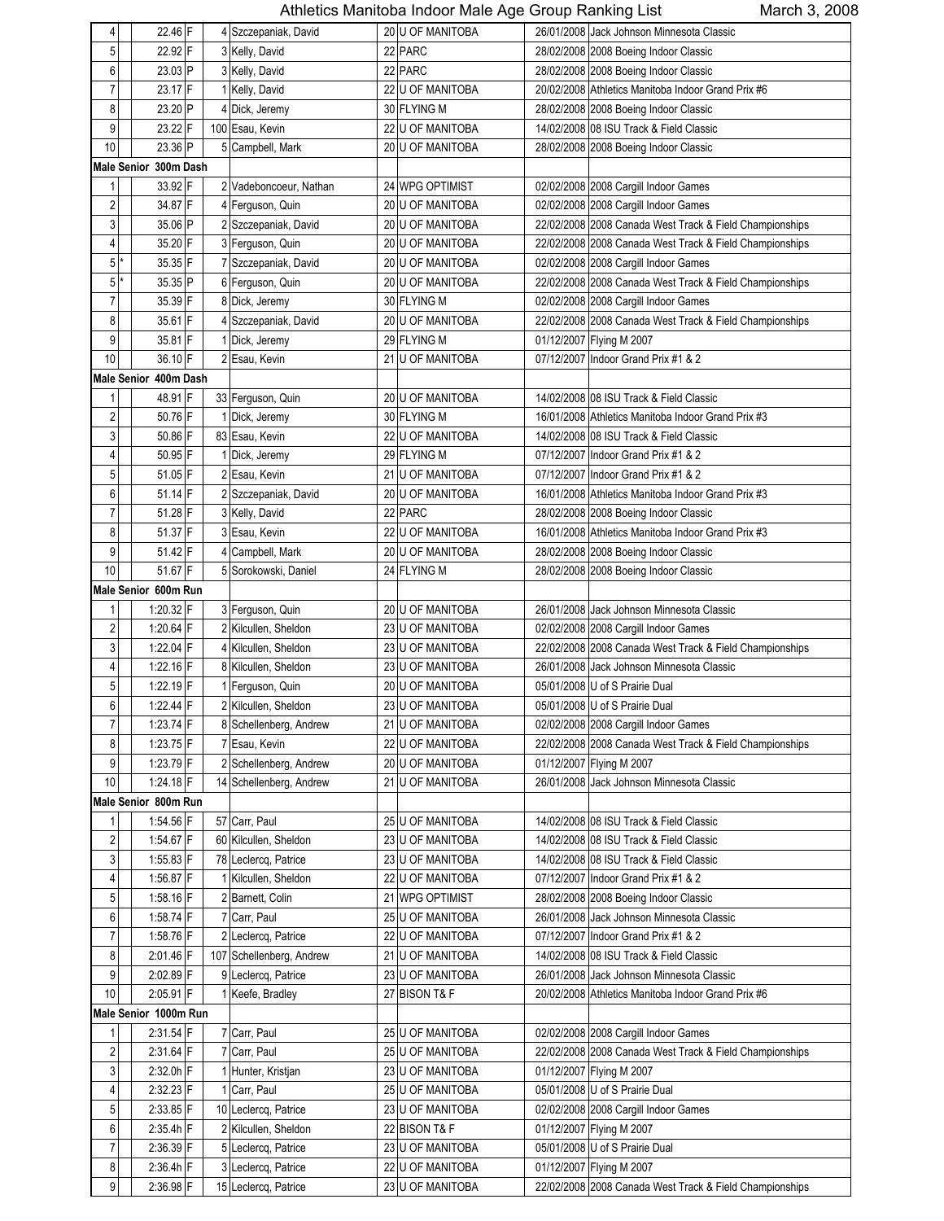# Athletics Manitoba Indoor Male Age Group Ranking List

March 3, 2008

| Rank | | Mark | | Place | Name | Age | Club | Date | Meet |
|---|---|---|---|---|---|---|---|---|---|
| 4 | | 22.46 | F | 4 | Szczepaniak, David | 20 | U OF MANITOBA | 26/01/2008 | Jack Johnson Minnesota Classic |
| 5 | | 22.92 | F | 3 | Kelly, David | 22 | PARC | 28/02/2008 | 2008 Boeing Indoor Classic |
| 6 | | 23.03 | P | 3 | Kelly, David | 22 | PARC | 28/02/2008 | 2008 Boeing Indoor Classic |
| 7 | | 23.17 | F | 1 | Kelly, David | 22 | U OF MANITOBA | 20/02/2008 | Athletics Manitoba Indoor Grand Prix #6 |
| 8 | | 23.20 | P | 4 | Dick, Jeremy | 30 | FLYING M | 28/02/2008 | 2008 Boeing Indoor Classic |
| 9 | | 23.22 | F | 100 | Esau, Kevin | 22 | U OF MANITOBA | 14/02/2008 | 08 ISU Track & Field Classic |
| 10 | | 23.36 | P | 5 | Campbell, Mark | 20 | U OF MANITOBA | 28/02/2008 | 2008 Boeing Indoor Classic |
| **Male Senior 300m Dash** | | | | | | | | | |
| 1 | | 33.92 | F | 2 | Vadeboncoeur, Nathan | 24 | WPG OPTIMIST | 02/02/2008 | 2008 Cargill Indoor Games |
| 2 | | 34.87 | F | 4 | Ferguson, Quin | 20 | U OF MANITOBA | 02/02/2008 | 2008 Cargill Indoor Games |
| 3 | | 35.06 | P | 2 | Szczepaniak, David | 20 | U OF MANITOBA | 22/02/2008 | 2008 Canada West Track & Field Championships |
| 4 | | 35.20 | F | 3 | Ferguson, Quin | 20 | U OF MANITOBA | 22/02/2008 | 2008 Canada West Track & Field Championships |
| 5 | * | 35.35 | F | 7 | Szczepaniak, David | 20 | U OF MANITOBA | 02/02/2008 | 2008 Cargill Indoor Games |
| 5 | * | 35.35 | P | 6 | Ferguson, Quin | 20 | U OF MANITOBA | 22/02/2008 | 2008 Canada West Track & Field Championships |
| 7 | | 35.39 | F | 8 | Dick, Jeremy | 30 | FLYING M | 02/02/2008 | 2008 Cargill Indoor Games |
| 8 | | 35.61 | F | 4 | Szczepaniak, David | 20 | U OF MANITOBA | 22/02/2008 | 2008 Canada West Track & Field Championships |
| 9 | | 35.81 | F | 1 | Dick, Jeremy | 29 | FLYING M | 01/12/2007 | Flying M 2007 |
| 10 | | 36.10 | F | 2 | Esau, Kevin | 21 | U OF MANITOBA | 07/12/2007 | Indoor Grand Prix #1 & 2 |
| **Male Senior 400m Dash** | | | | | | | | | |
| 1 | | 48.91 | F | 33 | Ferguson, Quin | 20 | U OF MANITOBA | 14/02/2008 | 08 ISU Track & Field Classic |
| 2 | | 50.76 | F | 1 | Dick, Jeremy | 30 | FLYING M | 16/01/2008 | Athletics Manitoba Indoor Grand Prix #3 |
| 3 | | 50.86 | F | 83 | Esau, Kevin | 22 | U OF MANITOBA | 14/02/2008 | 08 ISU Track & Field Classic |
| 4 | | 50.95 | F | 1 | Dick, Jeremy | 29 | FLYING M | 07/12/2007 | Indoor Grand Prix #1 & 2 |
| 5 | | 51.05 | F | 2 | Esau, Kevin | 21 | U OF MANITOBA | 07/12/2007 | Indoor Grand Prix #1 & 2 |
| 6 | | 51.14 | F | 2 | Szczepaniak, David | 20 | U OF MANITOBA | 16/01/2008 | Athletics Manitoba Indoor Grand Prix #3 |
| 7 | | 51.28 | F | 3 | Kelly, David | 22 | PARC | 28/02/2008 | 2008 Boeing Indoor Classic |
| 8 | | 51.37 | F | 3 | Esau, Kevin | 22 | U OF MANITOBA | 16/01/2008 | Athletics Manitoba Indoor Grand Prix #3 |
| 9 | | 51.42 | F | 4 | Campbell, Mark | 20 | U OF MANITOBA | 28/02/2008 | 2008 Boeing Indoor Classic |
| 10 | | 51.67 | F | 5 | Sorokowski, Daniel | 24 | FLYING M | 28/02/2008 | 2008 Boeing Indoor Classic |
| **Male Senior 600m Run** | | | | | | | | | |
| 1 | | 1:20.32 | F | 3 | Ferguson, Quin | 20 | U OF MANITOBA | 26/01/2008 | Jack Johnson Minnesota Classic |
| 2 | | 1:20.64 | F | 2 | Kilcullen, Sheldon | 23 | U OF MANITOBA | 02/02/2008 | 2008 Cargill Indoor Games |
| 3 | | 1:22.04 | F | 4 | Kilcullen, Sheldon | 23 | U OF MANITOBA | 22/02/2008 | 2008 Canada West Track & Field Championships |
| 4 | | 1:22.16 | F | 8 | Kilcullen, Sheldon | 23 | U OF MANITOBA | 26/01/2008 | Jack Johnson Minnesota Classic |
| 5 | | 1:22.19 | F | 1 | Ferguson, Quin | 20 | U OF MANITOBA | 05/01/2008 | U of S Prairie Dual |
| 6 | | 1:22.44 | F | 2 | Kilcullen, Sheldon | 23 | U OF MANITOBA | 05/01/2008 | U of S Prairie Dual |
| 7 | | 1:23.74 | F | 8 | Schellenberg, Andrew | 21 | U OF MANITOBA | 02/02/2008 | 2008 Cargill Indoor Games |
| 8 | | 1:23.75 | F | 7 | Esau, Kevin | 22 | U OF MANITOBA | 22/02/2008 | 2008 Canada West Track & Field Championships |
| 9 | | 1:23.79 | F | 2 | Schellenberg, Andrew | 20 | U OF MANITOBA | 01/12/2007 | Flying M 2007 |
| 10 | | 1:24.18 | F | 14 | Schellenberg, Andrew | 21 | U OF MANITOBA | 26/01/2008 | Jack Johnson Minnesota Classic |
| **Male Senior 800m Run** | | | | | | | | | |
| 1 | | 1:54.56 | F | 57 | Carr, Paul | 25 | U OF MANITOBA | 14/02/2008 | 08 ISU Track & Field Classic |
| 2 | | 1:54.67 | F | 60 | Kilcullen, Sheldon | 23 | U OF MANITOBA | 14/02/2008 | 08 ISU Track & Field Classic |
| 3 | | 1:55.83 | F | 78 | Leclercq, Patrice | 23 | U OF MANITOBA | 14/02/2008 | 08 ISU Track & Field Classic |
| 4 | | 1:56.87 | F | 1 | Kilcullen, Sheldon | 22 | U OF MANITOBA | 07/12/2007 | Indoor Grand Prix #1 & 2 |
| 5 | | 1:58.16 | F | 2 | Barnett, Colin | 21 | WPG OPTIMIST | 28/02/2008 | 2008 Boeing Indoor Classic |
| 6 | | 1:58.74 | F | 7 | Carr, Paul | 25 | U OF MANITOBA | 26/01/2008 | Jack Johnson Minnesota Classic |
| 7 | | 1:58.76 | F | 2 | Leclercq, Patrice | 22 | U OF MANITOBA | 07/12/2007 | Indoor Grand Prix #1 & 2 |
| 8 | | 2:01.46 | F | 107 | Schellenberg, Andrew | 21 | U OF MANITOBA | 14/02/2008 | 08 ISU Track & Field Classic |
| 9 | | 2:02.89 | F | 9 | Leclercq, Patrice | 23 | U OF MANITOBA | 26/01/2008 | Jack Johnson Minnesota Classic |
| 10 | | 2:05.91 | F | 1 | Keefe, Bradley | 27 | BISON T&F | 20/02/2008 | Athletics Manitoba Indoor Grand Prix #6 |
| **Male Senior 1000m Run** | | | | | | | | | |
| 1 | | 2:31.54 | F | 7 | Carr, Paul | 25 | U OF MANITOBA | 02/02/2008 | 2008 Cargill Indoor Games |
| 2 | | 2:31.64 | F | 7 | Carr, Paul | 25 | U OF MANITOBA | 22/02/2008 | 2008 Canada West Track & Field Championships |
| 3 | | 2:32.0h | F | 1 | Hunter, Kristjan | 23 | U OF MANITOBA | 01/12/2007 | Flying M 2007 |
| 4 | | 2:32.23 | F | 1 | Carr, Paul | 25 | U OF MANITOBA | 05/01/2008 | U of S Prairie Dual |
| 5 | | 2:33.85 | F | 10 | Leclercq, Patrice | 23 | U OF MANITOBA | 02/02/2008 | 2008 Cargill Indoor Games |
| 6 | | 2:35.4h | F | 2 | Kilcullen, Sheldon | 22 | BISON T&F | 01/12/2007 | Flying M 2007 |
| 7 | | 2:36.39 | F | 5 | Leclercq, Patrice | 23 | U OF MANITOBA | 05/01/2008 | U of S Prairie Dual |
| 8 | | 2:36.4h | F | 3 | Leclercq, Patrice | 22 | U OF MANITOBA | 01/12/2007 | Flying M 2007 |
| 9 | | 2:36.98 | F | 15 | Leclercq, Patrice | 23 | U OF MANITOBA | 22/02/2008 | 2008 Canada West Track & Field Championships |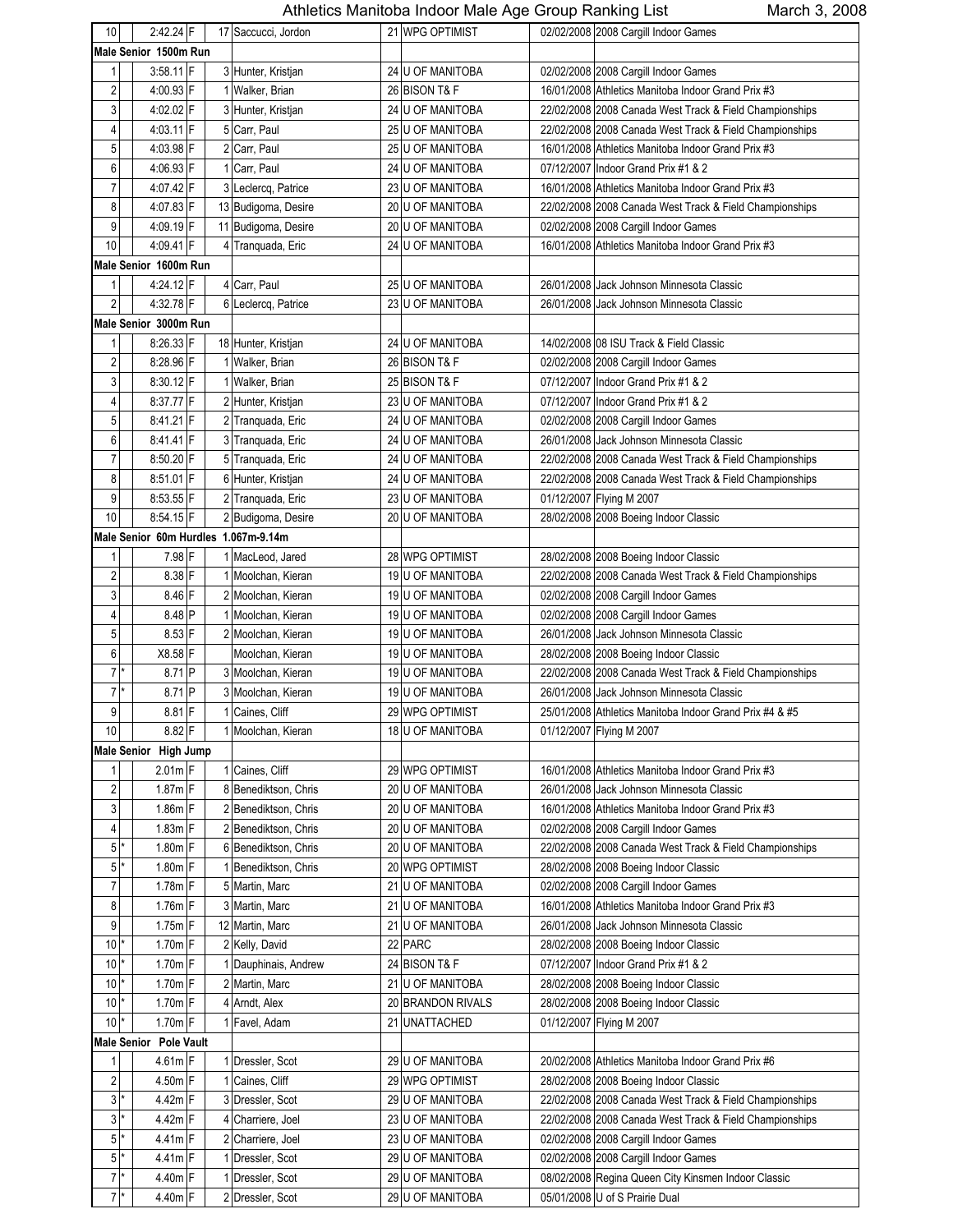# Athletics Manitoba Indoor Male Age Group Ranking List

March 3, 2008

| Rank | | Mark | | Place | Name | Age | Club | Date | Meet |
|---|---|---|---|---|---|---|---|---|---|
| 10 | | 2:42.24 | F | 17 | Saccucci, Jordon | 21 | WPG OPTIMIST | 02/02/2008 | 2008 Cargill Indoor Games |
| **Male Senior 1500m Run** | | | | | | | | | |
| 1 | | 3:58.11 | F | 3 | Hunter, Kristjan | 24 | U OF MANITOBA | 02/02/2008 | 2008 Cargill Indoor Games |
| 2 | | 4:00.93 | F | 1 | Walker, Brian | 26 | BISON T&F | 16/01/2008 | Athletics Manitoba Indoor Grand Prix #3 |
| 3 | | 4:02.02 | F | 3 | Hunter, Kristjan | 24 | U OF MANITOBA | 22/02/2008 | 2008 Canada West Track & Field Championships |
| 4 | | 4:03.11 | F | 5 | Carr, Paul | 25 | U OF MANITOBA | 22/02/2008 | 2008 Canada West Track & Field Championships |
| 5 | | 4:03.98 | F | 2 | Carr, Paul | 25 | U OF MANITOBA | 16/01/2008 | Athletics Manitoba Indoor Grand Prix #3 |
| 6 | | 4:06.93 | F | 1 | Carr, Paul | 24 | U OF MANITOBA | 07/12/2007 | Indoor Grand Prix #1 & 2 |
| 7 | | 4:07.42 | F | 3 | Leclercq, Patrice | 23 | U OF MANITOBA | 16/01/2008 | Athletics Manitoba Indoor Grand Prix #3 |
| 8 | | 4:07.83 | F | 13 | Budigoma, Desire | 20 | U OF MANITOBA | 22/02/2008 | 2008 Canada West Track & Field Championships |
| 9 | | 4:09.19 | F | 11 | Budigoma, Desire | 20 | U OF MANITOBA | 02/02/2008 | 2008 Cargill Indoor Games |
| 10 | | 4:09.41 | F | 4 | Tranquada, Eric | 24 | U OF MANITOBA | 16/01/2008 | Athletics Manitoba Indoor Grand Prix #3 |
| **Male Senior 1600m Run** | | | | | | | | | |
| 1 | | 4:24.12 | F | 4 | Carr, Paul | 25 | U OF MANITOBA | 26/01/2008 | Jack Johnson Minnesota Classic |
| 2 | | 4:32.78 | F | 6 | Leclercq, Patrice | 23 | U OF MANITOBA | 26/01/2008 | Jack Johnson Minnesota Classic |
| **Male Senior 3000m Run** | | | | | | | | | |
| 1 | | 8:26.33 | F | 18 | Hunter, Kristjan | 24 | U OF MANITOBA | 14/02/2008 | 08 ISU Track & Field Classic |
| 2 | | 8:28.96 | F | 1 | Walker, Brian | 26 | BISON T&F | 02/02/2008 | 2008 Cargill Indoor Games |
| 3 | | 8:30.12 | F | 1 | Walker, Brian | 25 | BISON T&F | 07/12/2007 | Indoor Grand Prix #1 & 2 |
| 4 | | 8:37.77 | F | 2 | Hunter, Kristjan | 23 | U OF MANITOBA | 07/12/2007 | Indoor Grand Prix #1 & 2 |
| 5 | | 8:41.21 | F | 2 | Tranquada, Eric | 24 | U OF MANITOBA | 02/02/2008 | 2008 Cargill Indoor Games |
| 6 | | 8:41.41 | F | 3 | Tranquada, Eric | 24 | U OF MANITOBA | 26/01/2008 | Jack Johnson Minnesota Classic |
| 7 | | 8:50.20 | F | 5 | Tranquada, Eric | 24 | U OF MANITOBA | 22/02/2008 | 2008 Canada West Track & Field Championships |
| 8 | | 8:51.01 | F | 6 | Hunter, Kristjan | 24 | U OF MANITOBA | 22/02/2008 | 2008 Canada West Track & Field Championships |
| 9 | | 8:53.55 | F | 2 | Tranquada, Eric | 23 | U OF MANITOBA | 01/12/2007 | Flying M 2007 |
| 10 | | 8:54.15 | F | 2 | Budigoma, Desire | 20 | U OF MANITOBA | 28/02/2008 | 2008 Boeing Indoor Classic |
| **Male Senior 60m Hurdles 1.067m-9.14m** | | | | | | | | | |
| 1 | | 7.98 | F | 1 | MacLeod, Jared | 28 | WPG OPTIMIST | 28/02/2008 | 2008 Boeing Indoor Classic |
| 2 | | 8.38 | F | 1 | Moolchan, Kieran | 19 | U OF MANITOBA | 22/02/2008 | 2008 Canada West Track & Field Championships |
| 3 | | 8.46 | F | 2 | Moolchan, Kieran | 19 | U OF MANITOBA | 02/02/2008 | 2008 Cargill Indoor Games |
| 4 | | 8.48 | P | 1 | Moolchan, Kieran | 19 | U OF MANITOBA | 02/02/2008 | 2008 Cargill Indoor Games |
| 5 | | 8.53 | F | 2 | Moolchan, Kieran | 19 | U OF MANITOBA | 26/01/2008 | Jack Johnson Minnesota Classic |
| 6 | | X8.58 | F | | Moolchan, Kieran | 19 | U OF MANITOBA | 28/02/2008 | 2008 Boeing Indoor Classic |
| 7 | * | 8.71 | P | 3 | Moolchan, Kieran | 19 | U OF MANITOBA | 22/02/2008 | 2008 Canada West Track & Field Championships |
| 7 | * | 8.71 | P | 3 | Moolchan, Kieran | 19 | U OF MANITOBA | 26/01/2008 | Jack Johnson Minnesota Classic |
| 9 | | 8.81 | F | 1 | Caines, Cliff | 29 | WPG OPTIMIST | 25/01/2008 | Athletics Manitoba Indoor Grand Prix #4 & #5 |
| 10 | | 8.82 | F | 1 | Moolchan, Kieran | 18 | U OF MANITOBA | 01/12/2007 | Flying M 2007 |
| **Male Senior High Jump** | | | | | | | | | |
| 1 | | 2.01m | F | 1 | Caines, Cliff | 29 | WPG OPTIMIST | 16/01/2008 | Athletics Manitoba Indoor Grand Prix #3 |
| 2 | | 1.87m | F | 8 | Benediktson, Chris | 20 | U OF MANITOBA | 26/01/2008 | Jack Johnson Minnesota Classic |
| 3 | | 1.86m | F | 2 | Benediktson, Chris | 20 | U OF MANITOBA | 16/01/2008 | Athletics Manitoba Indoor Grand Prix #3 |
| 4 | | 1.83m | F | 2 | Benediktson, Chris | 20 | U OF MANITOBA | 02/02/2008 | 2008 Cargill Indoor Games |
| 5 | * | 1.80m | F | 6 | Benediktson, Chris | 20 | U OF MANITOBA | 22/02/2008 | 2008 Canada West Track & Field Championships |
| 5 | * | 1.80m | F | 1 | Benediktson, Chris | 20 | WPG OPTIMIST | 28/02/2008 | 2008 Boeing Indoor Classic |
| 7 | | 1.78m | F | 5 | Martin, Marc | 21 | U OF MANITOBA | 02/02/2008 | 2008 Cargill Indoor Games |
| 8 | | 1.76m | F | 3 | Martin, Marc | 21 | U OF MANITOBA | 16/01/2008 | Athletics Manitoba Indoor Grand Prix #3 |
| 9 | | 1.75m | F | 12 | Martin, Marc | 21 | U OF MANITOBA | 26/01/2008 | Jack Johnson Minnesota Classic |
| 10 | * | 1.70m | F | 2 | Kelly, David | 22 | PARC | 28/02/2008 | 2008 Boeing Indoor Classic |
| 10 | * | 1.70m | F | 1 | Dauphinais, Andrew | 24 | BISON T&F | 07/12/2007 | Indoor Grand Prix #1 & 2 |
| 10 | * | 1.70m | F | 2 | Martin, Marc | 21 | U OF MANITOBA | 28/02/2008 | 2008 Boeing Indoor Classic |
| 10 | * | 1.70m | F | 4 | Arndt, Alex | 20 | BRANDON RIVALS | 28/02/2008 | 2008 Boeing Indoor Classic |
| 10 | * | 1.70m | F | 1 | Favel, Adam | 21 | UNATTACHED | 01/12/2007 | Flying M 2007 |
| **Male Senior Pole Vault** | | | | | | | | | |
| 1 | | 4.61m | F | 1 | Dressler, Scot | 29 | U OF MANITOBA | 20/02/2008 | Athletics Manitoba Indoor Grand Prix #6 |
| 2 | | 4.50m | F | 1 | Caines, Cliff | 29 | WPG OPTIMIST | 28/02/2008 | 2008 Boeing Indoor Classic |
| 3 | * | 4.42m | F | 3 | Dressler, Scot | 29 | U OF MANITOBA | 22/02/2008 | 2008 Canada West Track & Field Championships |
| 3 | * | 4.42m | F | 4 | Charriere, Joel | 23 | U OF MANITOBA | 22/02/2008 | 2008 Canada West Track & Field Championships |
| 5 | * | 4.41m | F | 2 | Charriere, Joel | 23 | U OF MANITOBA | 02/02/2008 | 2008 Cargill Indoor Games |
| 5 | * | 4.41m | F | 1 | Dressler, Scot | 29 | U OF MANITOBA | 02/02/2008 | 2008 Cargill Indoor Games |
| 7 | * | 4.40m | F | 1 | Dressler, Scot | 29 | U OF MANITOBA | 08/02/2008 | Regina Queen City Kinsmen Indoor Classic |
| 7 | * | 4.40m | F | 2 | Dressler, Scot | 29 | U OF MANITOBA | 05/01/2008 | U of S Prairie Dual |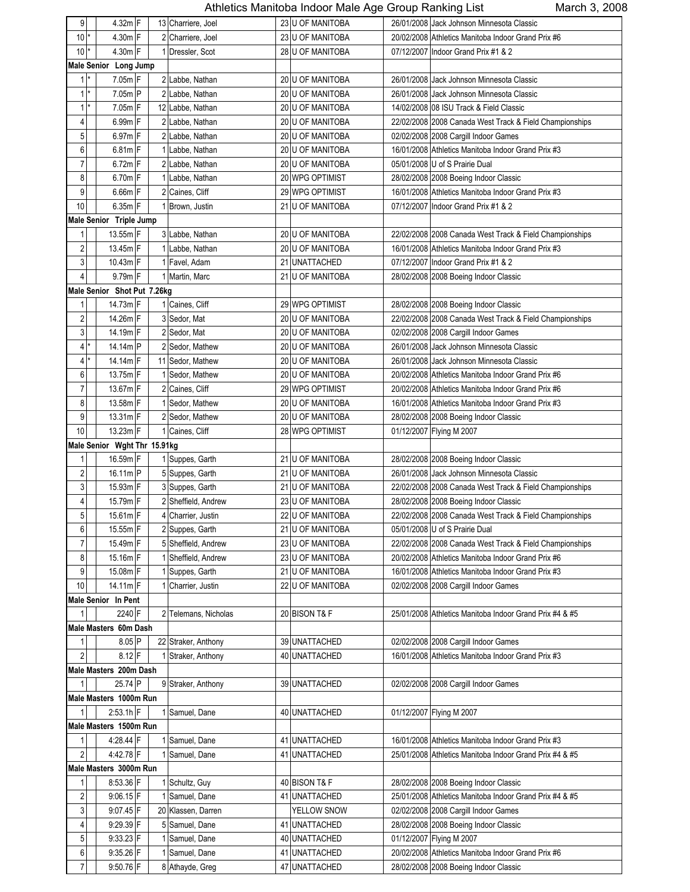Athletics Manitoba Indoor Male Age Group Ranking List — March 3, 2008

| Rank | Tie | Mark | Type | Place | Name | Age | Club | Date | Meet |
|---|---|---|---|---|---|---|---|---|---|
| 9 | | 4.32m | F | 13 | Charriere, Joel | 23 | U OF MANITOBA | 26/01/2008 | Jack Johnson Minnesota Classic |
| 10 | * | 4.30m | F | 2 | Charriere, Joel | 23 | U OF MANITOBA | 20/02/2008 | Athletics Manitoba Indoor Grand Prix #6 |
| 10 | * | 4.30m | F | 1 | Dressler, Scot | 28 | U OF MANITOBA | 07/12/2007 | Indoor Grand Prix #1 & 2 |
| **Male Senior Long Jump** | | | | | | | | | |
| 1 | * | 7.05m | F | 2 | Labbe, Nathan | 20 | U OF MANITOBA | 26/01/2008 | Jack Johnson Minnesota Classic |
| 1 | * | 7.05m | P | 2 | Labbe, Nathan | 20 | U OF MANITOBA | 26/01/2008 | Jack Johnson Minnesota Classic |
| 1 | * | 7.05m | F | 12 | Labbe, Nathan | 20 | U OF MANITOBA | 14/02/2008 | 08 ISU Track & Field Classic |
| 4 | | 6.99m | F | 2 | Labbe, Nathan | 20 | U OF MANITOBA | 22/02/2008 | 2008 Canada West Track & Field Championships |
| 5 | | 6.97m | F | 2 | Labbe, Nathan | 20 | U OF MANITOBA | 02/02/2008 | 2008 Cargill Indoor Games |
| 6 | | 6.81m | F | 1 | Labbe, Nathan | 20 | U OF MANITOBA | 16/01/2008 | Athletics Manitoba Indoor Grand Prix #3 |
| 7 | | 6.72m | F | 2 | Labbe, Nathan | 20 | U OF MANITOBA | 05/01/2008 | U of S Prairie Dual |
| 8 | | 6.70m | F | 1 | Labbe, Nathan | 20 | WPG OPTIMIST | 28/02/2008 | 2008 Boeing Indoor Classic |
| 9 | | 6.66m | F | 2 | Caines, Cliff | 29 | WPG OPTIMIST | 16/01/2008 | Athletics Manitoba Indoor Grand Prix #3 |
| 10 | | 6.35m | F | 1 | Brown, Justin | 21 | U OF MANITOBA | 07/12/2007 | Indoor Grand Prix #1 & 2 |
| **Male Senior Triple Jump** | | | | | | | | | |
| 1 | | 13.55m | F | 3 | Labbe, Nathan | 20 | U OF MANITOBA | 22/02/2008 | 2008 Canada West Track & Field Championships |
| 2 | | 13.45m | F | 1 | Labbe, Nathan | 20 | U OF MANITOBA | 16/01/2008 | Athletics Manitoba Indoor Grand Prix #3 |
| 3 | | 10.43m | F | 1 | Favel, Adam | 21 | UNATTACHED | 07/12/2007 | Indoor Grand Prix #1 & 2 |
| 4 | | 9.79m | F | 1 | Martin, Marc | 21 | U OF MANITOBA | 28/02/2008 | 2008 Boeing Indoor Classic |
| **Male Senior Shot Put 7.26kg** | | | | | | | | | |
| 1 | | 14.73m | F | 1 | Caines, Cliff | 29 | WPG OPTIMIST | 28/02/2008 | 2008 Boeing Indoor Classic |
| 2 | | 14.26m | F | 3 | Sedor, Mat | 20 | U OF MANITOBA | 22/02/2008 | 2008 Canada West Track & Field Championships |
| 3 | | 14.19m | F | 2 | Sedor, Mat | 20 | U OF MANITOBA | 02/02/2008 | 2008 Cargill Indoor Games |
| 4 | * | 14.14m | P | 2 | Sedor, Mathew | 20 | U OF MANITOBA | 26/01/2008 | Jack Johnson Minnesota Classic |
| 4 | * | 14.14m | F | 11 | Sedor, Mathew | 20 | U OF MANITOBA | 26/01/2008 | Jack Johnson Minnesota Classic |
| 6 | | 13.75m | F | 1 | Sedor, Mathew | 20 | U OF MANITOBA | 20/02/2008 | Athletics Manitoba Indoor Grand Prix #6 |
| 7 | | 13.67m | F | 2 | Caines, Cliff | 29 | WPG OPTIMIST | 20/02/2008 | Athletics Manitoba Indoor Grand Prix #6 |
| 8 | | 13.58m | F | 1 | Sedor, Mathew | 20 | U OF MANITOBA | 16/01/2008 | Athletics Manitoba Indoor Grand Prix #3 |
| 9 | | 13.31m | F | 2 | Sedor, Mathew | 20 | U OF MANITOBA | 28/02/2008 | 2008 Boeing Indoor Classic |
| 10 | | 13.23m | F | 1 | Caines, Cliff | 28 | WPG OPTIMIST | 01/12/2007 | Flying M 2007 |
| **Male Senior Wght Thr 15.91kg** | | | | | | | | | |
| 1 | | 16.59m | F | 1 | Suppes, Garth | 21 | U OF MANITOBA | 28/02/2008 | 2008 Boeing Indoor Classic |
| 2 | | 16.11m | P | 5 | Suppes, Garth | 21 | U OF MANITOBA | 26/01/2008 | Jack Johnson Minnesota Classic |
| 3 | | 15.93m | F | 3 | Suppes, Garth | 21 | U OF MANITOBA | 22/02/2008 | 2008 Canada West Track & Field Championships |
| 4 | | 15.79m | F | 2 | Sheffield, Andrew | 23 | U OF MANITOBA | 28/02/2008 | 2008 Boeing Indoor Classic |
| 5 | | 15.61m | F | 4 | Charrier, Justin | 22 | U OF MANITOBA | 22/02/2008 | 2008 Canada West Track & Field Championships |
| 6 | | 15.55m | F | 2 | Suppes, Garth | 21 | U OF MANITOBA | 05/01/2008 | U of S Prairie Dual |
| 7 | | 15.49m | F | 5 | Sheffield, Andrew | 23 | U OF MANITOBA | 22/02/2008 | 2008 Canada West Track & Field Championships |
| 8 | | 15.16m | F | 1 | Sheffield, Andrew | 23 | U OF MANITOBA | 20/02/2008 | Athletics Manitoba Indoor Grand Prix #6 |
| 9 | | 15.08m | F | 1 | Suppes, Garth | 21 | U OF MANITOBA | 16/01/2008 | Athletics Manitoba Indoor Grand Prix #3 |
| 10 | | 14.11m | F | 1 | Charrier, Justin | 22 | U OF MANITOBA | 02/02/2008 | 2008 Cargill Indoor Games |
| **Male Senior In Pent** | | | | | | | | | |
| 1 | | 2240 | F | 2 | Telemans, Nicholas | 20 | BISON T& F | 25/01/2008 | Athletics Manitoba Indoor Grand Prix #4 & #5 |
| **Male Masters 60m Dash** | | | | | | | | | |
| 1 | | 8.05 | P | 22 | Straker, Anthony | 39 | UNATTACHED | 02/02/2008 | 2008 Cargill Indoor Games |
| 2 | | 8.12 | F | 1 | Straker, Anthony | 40 | UNATTACHED | 16/01/2008 | Athletics Manitoba Indoor Grand Prix #3 |
| **Male Masters 200m Dash** | | | | | | | | | |
| 1 | | 25.74 | P | 9 | Straker, Anthony | 39 | UNATTACHED | 02/02/2008 | 2008 Cargill Indoor Games |
| **Male Masters 1000m Run** | | | | | | | | | |
| 1 | | 2:53.1h | F | 1 | Samuel, Dane | 40 | UNATTACHED | 01/12/2007 | Flying M 2007 |
| **Male Masters 1500m Run** | | | | | | | | | |
| 1 | | 4:28.44 | F | 1 | Samuel, Dane | 41 | UNATTACHED | 16/01/2008 | Athletics Manitoba Indoor Grand Prix #3 |
| 2 | | 4:42.78 | F | 1 | Samuel, Dane | 41 | UNATTACHED | 25/01/2008 | Athletics Manitoba Indoor Grand Prix #4 & #5 |
| **Male Masters 3000m Run** | | | | | | | | | |
| 1 | | 8:53.36 | F | 1 | Schultz, Guy | 40 | BISON T& F | 28/02/2008 | 2008 Boeing Indoor Classic |
| 2 | | 9:06.15 | F | 1 | Samuel, Dane | 41 | UNATTACHED | 25/01/2008 | Athletics Manitoba Indoor Grand Prix #4 & #5 |
| 3 | | 9:07.45 | F | 20 | Klassen, Darren | | YELLOW SNOW | 02/02/2008 | 2008 Cargill Indoor Games |
| 4 | | 9:29.39 | F | 5 | Samuel, Dane | 41 | UNATTACHED | 28/02/2008 | 2008 Boeing Indoor Classic |
| 5 | | 9:33.23 | F | 1 | Samuel, Dane | 40 | UNATTACHED | 01/12/2007 | Flying M 2007 |
| 6 | | 9:35.26 | F | 1 | Samuel, Dane | 41 | UNATTACHED | 20/02/2008 | Athletics Manitoba Indoor Grand Prix #6 |
| 7 | | 9:50.76 | F | 8 | Athayde, Greg | 47 | UNATTACHED | 28/02/2008 | 2008 Boeing Indoor Classic |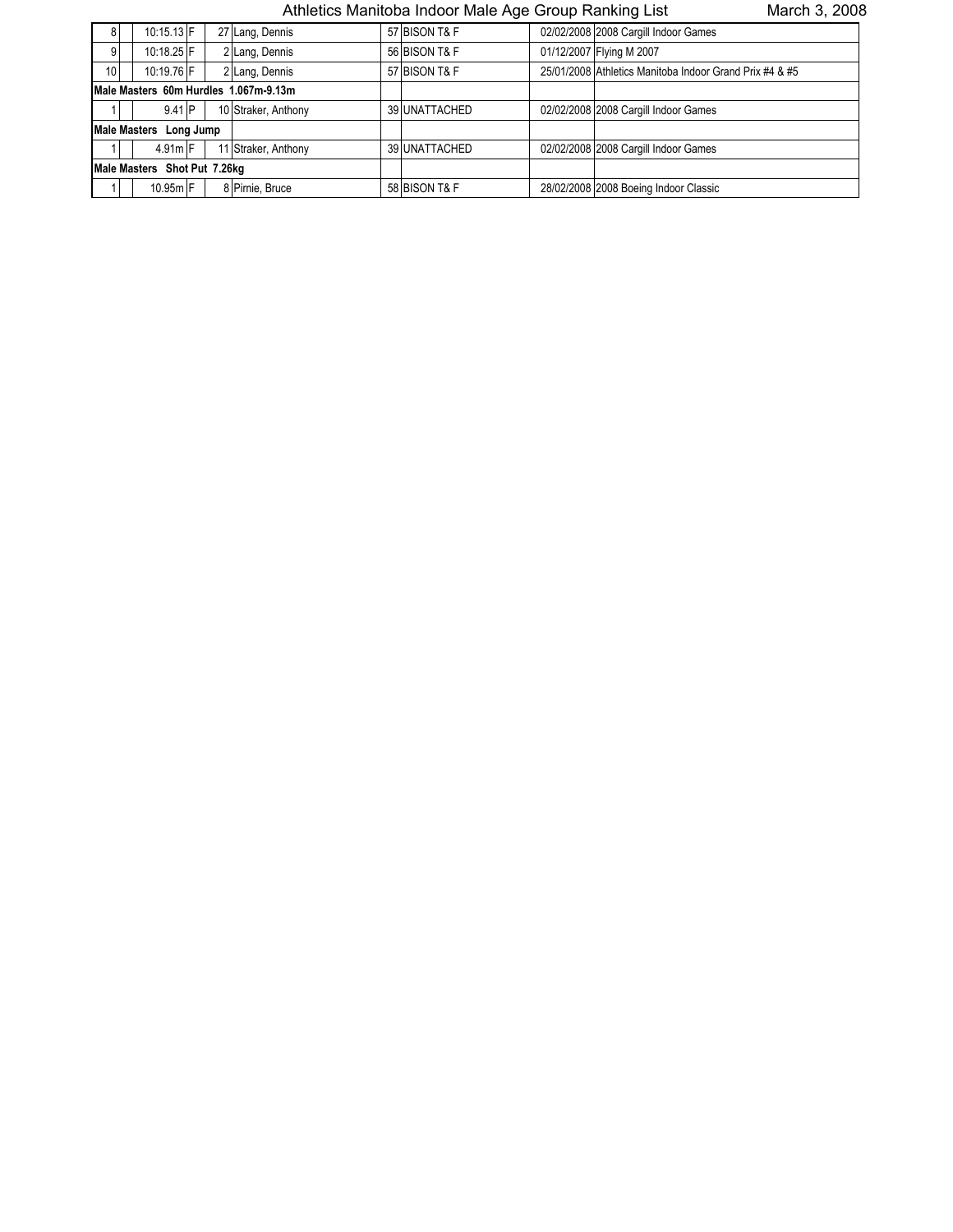Athletics Manitoba Indoor Male Age Group Ranking List March 3, 2008

| | | | | | | | | | |
|---|---|---|---|---|---|---|---|---|---|
| 8 | | 10:15.13 | F | 27 | Lang, Dennis | 57 | BISON T& F | 02/02/2008 | 2008 Cargill Indoor Games |
| 9 | | 10:18.25 | F | 2 | Lang, Dennis | 56 | BISON T& F | 01/12/2007 | Flying M 2007 |
| 10 | | 10:19.76 | F | 2 | Lang, Dennis | 57 | BISON T& F | 25/01/2008 | Athletics Manitoba Indoor Grand Prix #4 & #5 |
| **Male Masters 60m Hurdles 1.067m-9.13m** | | | | | | | | | |
| 1 | | 9.41 | P | 10 | Straker, Anthony | 39 | UNATTACHED | 02/02/2008 | 2008 Cargill Indoor Games |
| **Male Masters Long Jump** | | | | | | | | | |
| 1 | | 4.91m | F | 11 | Straker, Anthony | 39 | UNATTACHED | 02/02/2008 | 2008 Cargill Indoor Games |
| **Male Masters Shot Put 7.26kg** | | | | | | | | | |
| 1 | | 10.95m | F | 8 | Pirnie, Bruce | 58 | BISON T& F | 28/02/2008 | 2008 Boeing Indoor Classic |